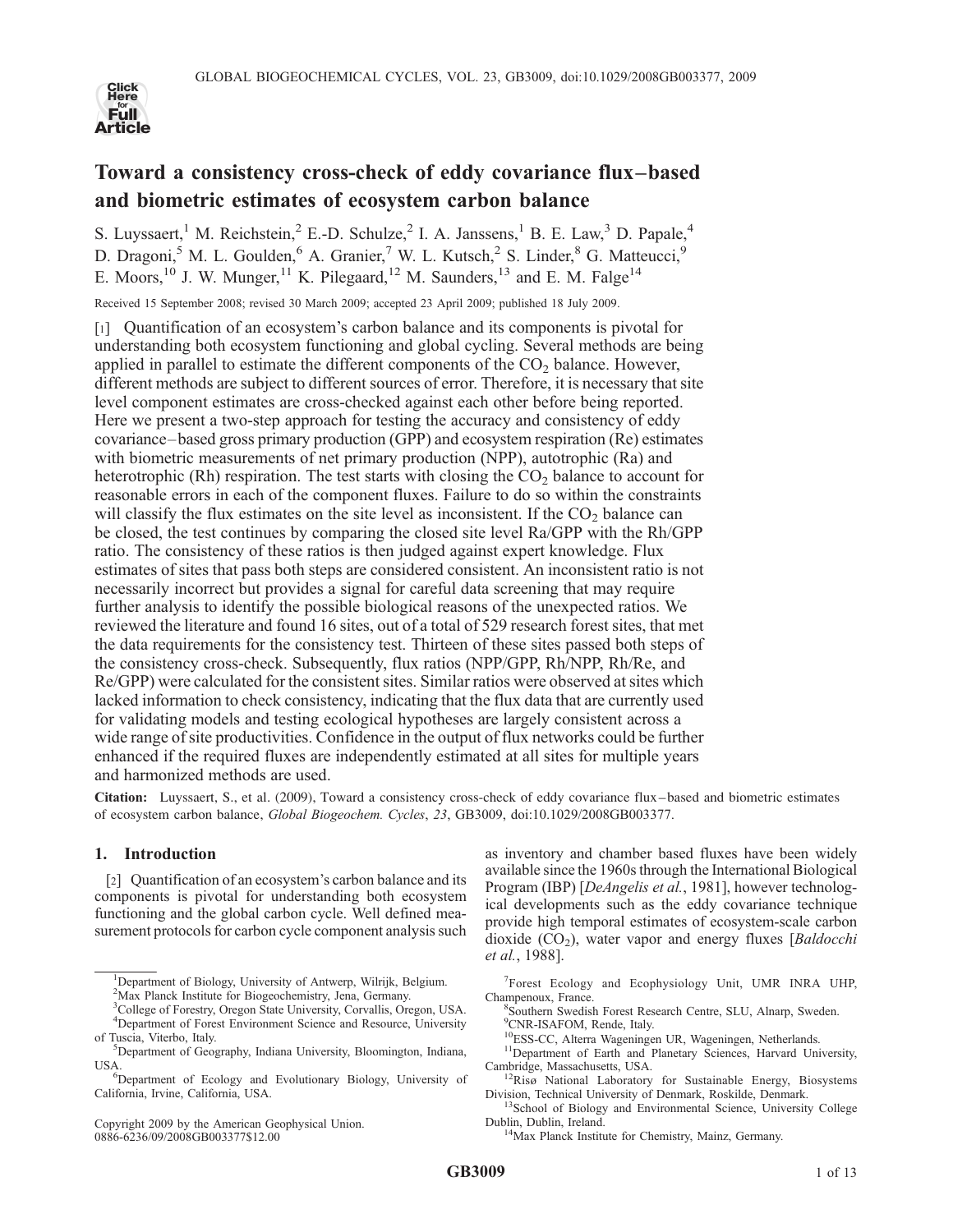# Toward a consistency cross-check of eddy covariance flux–based and biometric estimates of ecosystem carbon balance

S. Luyssaert,[1] M. Reichstein,[2] E.-D. Schulze,[2] I. A. Janssens,[1] B. E. Law,[3] D. Papale,[4] D. Dragoni,[5] M. L. Goulden,[6] A. Granier,[7] W. L. Kutsch,[2] S. Linder,[8] G. Matteucci,[9] E. Moors,[10] J. W. Munger,[11] K. Pilegaard,[12] M. Saunders,[13] and E. M. Falge[14]

Received 15 September 2008; revised 30 March 2009; accepted 23 April 2009; published 18 July 2009.

[1] Quantification of an ecosystem's carbon balance and its components is pivotal for understanding both ecosystem functioning and global cycling. Several methods are being applied in parallel to estimate the different components of the $CO_2$ balance. However, different methods are subject to different sources of error. Therefore, it is necessary that site level component estimates are cross-checked against each other before being reported. Here we present a two-step approach for testing the accuracy and consistency of eddy covariance–based gross primary production (GPP) and ecosystem respiration (Re) estimates with biometric measurements of net primary production (NPP), autotrophic (Ra) and heterotrophic (Rh) respiration. The test starts with closing the $CO_2$ balance to account for reasonable errors in each of the component fluxes. Failure to do so within the constraints will classify the flux estimates on the site level as inconsistent. If the $CO_2$ balance can be closed, the test continues by comparing the closed site level Ra/GPP with the Rh/GPP ratio. The consistency of these ratios is then judged against expert knowledge. Flux estimates of sites that pass both steps are considered consistent. An inconsistent ratio is not necessarily incorrect but provides a signal for careful data screening that may require further analysis to identify the possible biological reasons of the unexpected ratios. We reviewed the literature and found 16 sites, out of a total of 529 research forest sites, that met the data requirements for the consistency test. Thirteen of these sites passed both steps of the consistency cross-check. Subsequently, flux ratios (NPP/GPP, Rh/NPP, Rh/Re, and Re/GPP) were calculated for the consistent sites. Similar ratios were observed at sites which lacked information to check consistency, indicating that the flux data that are currently used for validating models and testing ecological hypotheses are largely consistent across a wide range of site productivities. Confidence in the output of flux networks could be further enhanced if the required fluxes are independently estimated at all sites for multiple years and harmonized methods are used.

**Citation:** Luyssaert, S., et al. (2009), Toward a consistency cross-check of eddy covariance flux–based and biometric estimates of ecosystem carbon balance, *Global Biogeochem. Cycles*, *23*, GB3009, doi:10.1029/2008GB003377.

## 1. Introduction

[2] Quantification of an ecosystem's carbon balance and its components is pivotal for understanding both ecosystem functioning and the global carbon cycle. Well defined measurement protocols for carbon cycle component analysis such as inventory and chamber based fluxes have been widely available since the 1960s through the International Biological Program (IBP) [*DeAngelis et al.*, 1981], however technological developments such as the eddy covariance technique provide high temporal estimates of ecosystem-scale carbon dioxide ($CO_2$), water vapor and energy fluxes [*Baldocchi et al.*, 1988].

---

[1] Department of Biology, University of Antwerp, Wilrijk, Belgium.
[2] Max Planck Institute for Biogeochemistry, Jena, Germany.
[3] College of Forestry, Oregon State University, Corvallis, Oregon, USA.
[4] Department of Forest Environment Science and Resource, University of Tuscia, Viterbo, Italy.
[5] Department of Geography, Indiana University, Bloomington, Indiana, USA.
[6] Department of Ecology and Evolutionary Biology, University of California, Irvine, California, USA.
[7] Forest Ecology and Ecophysiology Unit, UMR INRA UHP, Champenoux, France.
[8] Southern Swedish Forest Research Centre, SLU, Alnarp, Sweden.
[9] CNR-ISAFOM, Rende, Italy.
[10] ESS-CC, Alterra Wageningen UR, Wageningen, Netherlands.
[11] Department of Earth and Planetary Sciences, Harvard University, Cambridge, Massachusetts, USA.
[12] Risø National Laboratory for Sustainable Energy, Biosystems Division, Technical University of Denmark, Roskilde, Denmark.
[13] School of Biology and Environmental Science, University College Dublin, Dublin, Ireland.
[14] Max Planck Institute for Chemistry, Mainz, Germany.

Copyright 2009 by the American Geophysical Union.
0886-6236/09/2008GB003377$12.00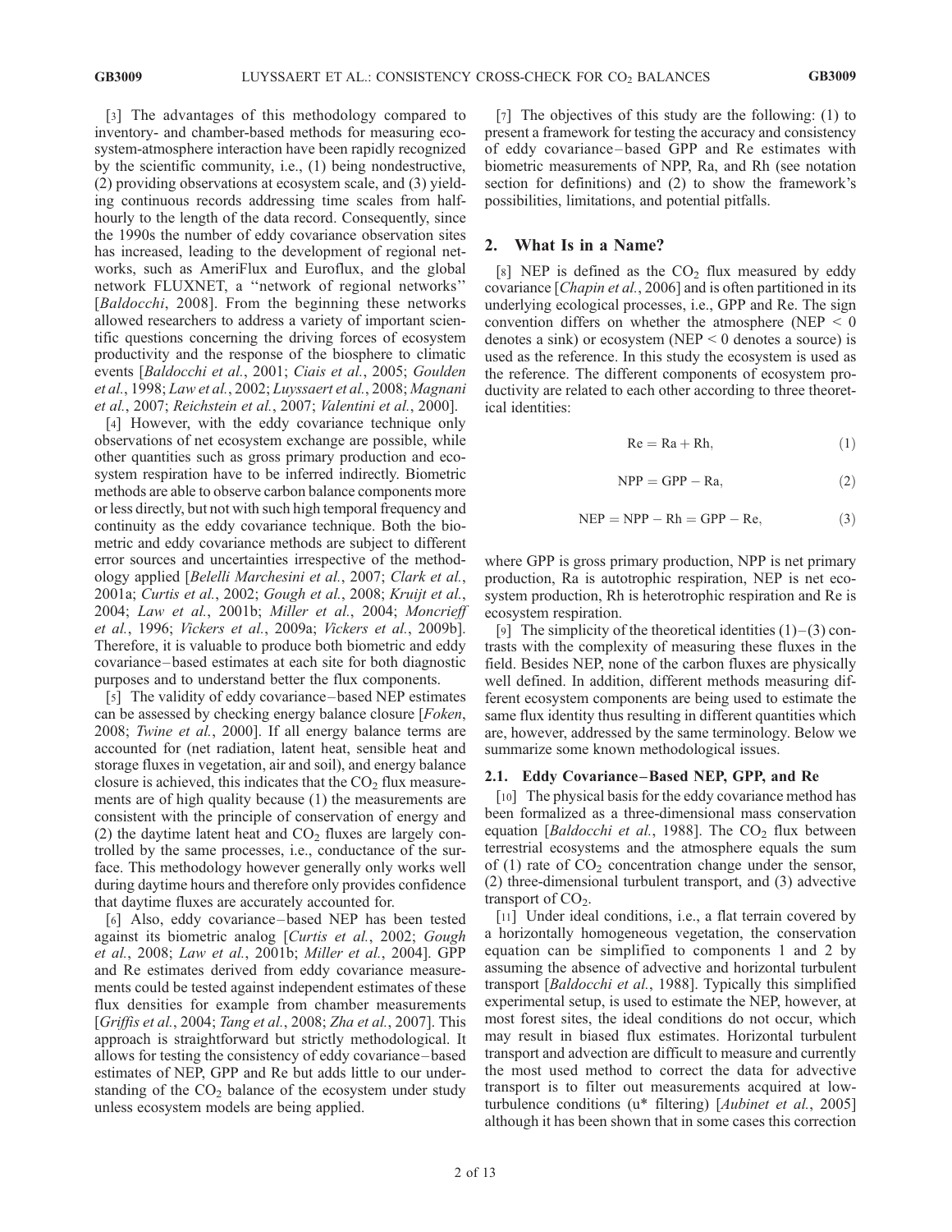[3] The advantages of this methodology compared to inventory- and chamber-based methods for measuring ecosystem-atmosphere interaction have been rapidly recognized by the scientific community, i.e., (1) being nondestructive, (2) providing observations at ecosystem scale, and (3) yielding continuous records addressing time scales from half-hourly to the length of the data record. Consequently, since the 1990s the number of eddy covariance observation sites has increased, leading to the development of regional networks, such as AmeriFlux and Euroflux, and the global network FLUXNET, a "network of regional networks" [*Baldocchi*, 2008]. From the beginning these networks allowed researchers to address a variety of important scientific questions concerning the driving forces of ecosystem productivity and the response of the biosphere to climatic events [*Baldocchi et al.*, 2001; *Ciais et al.*, 2005; *Goulden et al.*, 1998; *Law et al.*, 2002; *Luyssaert et al.*, 2008; *Magnani et al.*, 2007; *Reichstein et al.*, 2007; *Valentini et al.*, 2000].

[4] However, with the eddy covariance technique only observations of net ecosystem exchange are possible, while other quantities such as gross primary production and ecosystem respiration have to be inferred indirectly. Biometric methods are able to observe carbon balance components more or less directly, but not with such high temporal frequency and continuity as the eddy covariance technique. Both the biometric and eddy covariance methods are subject to different error sources and uncertainties irrespective of the methodology applied [*Belelli Marchesini et al.*, 2007; *Clark et al.*, 2001a; *Curtis et al.*, 2002; *Gough et al.*, 2008; *Kruijt et al.*, 2004; *Law et al.*, 2001b; *Miller et al.*, 2004; *Moncrieff et al.*, 1996; *Vickers et al.*, 2009a; *Vickers et al.*, 2009b]. Therefore, it is valuable to produce both biometric and eddy covariance–based estimates at each site for both diagnostic purposes and to understand better the flux components.

[5] The validity of eddy covariance–based NEP estimates can be assessed by checking energy balance closure [*Foken*, 2008; *Twine et al.*, 2000]. If all energy balance terms are accounted for (net radiation, latent heat, sensible heat and storage fluxes in vegetation, air and soil), and energy balance closure is achieved, this indicates that the $CO_2$ flux measurements are of high quality because (1) the measurements are consistent with the principle of conservation of energy and (2) the daytime latent heat and $CO_2$ fluxes are largely controlled by the same processes, i.e., conductance of the surface. This methodology however generally only works well during daytime hours and therefore only provides confidence that daytime fluxes are accurately accounted for.

[6] Also, eddy covariance–based NEP has been tested against its biometric analog [*Curtis et al.*, 2002; *Gough et al.*, 2008; *Law et al.*, 2001b; *Miller et al.*, 2004]. GPP and Re estimates derived from eddy covariance measurements could be tested against independent estimates of these flux densities for example from chamber measurements [*Griffis et al.*, 2004; *Tang et al.*, 2008; *Zha et al.*, 2007]. This approach is straightforward but strictly methodological. It allows for testing the consistency of eddy covariance–based estimates of NEP, GPP and Re but adds little to our understanding of the $CO_2$ balance of the ecosystem under study unless ecosystem models are being applied.

[7] The objectives of this study are the following: (1) to present a framework for testing the accuracy and consistency of eddy covariance–based GPP and Re estimates with biometric measurements of NPP, Ra, and Rh (see notation section for definitions) and (2) to show the framework's possibilities, limitations, and potential pitfalls.

## 2. What Is in a Name?

[8] NEP is defined as the $CO_2$ flux measured by eddy covariance [*Chapin et al.*, 2006] and is often partitioned in its underlying ecological processes, i.e., GPP and Re. The sign convention differs on whether the atmosphere (NEP < 0 denotes a sink) or ecosystem (NEP < 0 denotes a source) is used as the reference. In this study the ecosystem is used as the reference. The different components of ecosystem productivity are related to each other according to three theoretical identities:

$$\mathrm{Re} = \mathrm{Ra} + \mathrm{Rh}, \tag{1}$$

$$\mathrm{NPP} = \mathrm{GPP} - \mathrm{Ra}, \tag{2}$$

$$\mathrm{NEP} = \mathrm{NPP} - \mathrm{Rh} = \mathrm{GPP} - \mathrm{Re}, \tag{3}$$

where GPP is gross primary production, NPP is net primary production, Ra is autotrophic respiration, NEP is net ecosystem production, Rh is heterotrophic respiration and Re is ecosystem respiration.

[9] The simplicity of the theoretical identities (1)–(3) contrasts with the complexity of measuring these fluxes in the field. Besides NEP, none of the carbon fluxes are physically well defined. In addition, different methods measuring different ecosystem components are being used to estimate the same flux identity thus resulting in different quantities which are, however, addressed by the same terminology. Below we summarize some known methodological issues.

### 2.1. Eddy Covariance–Based NEP, GPP, and Re

[10] The physical basis for the eddy covariance method has been formalized as a three-dimensional mass conservation equation [*Baldocchi et al.*, 1988]. The $CO_2$ flux between terrestrial ecosystems and the atmosphere equals the sum of (1) rate of $CO_2$ concentration change under the sensor, (2) three-dimensional turbulent transport, and (3) advective transport of $CO_2$.

[11] Under ideal conditions, i.e., a flat terrain covered by a horizontally homogeneous vegetation, the conservation equation can be simplified to components 1 and 2 by assuming the absence of advective and horizontal turbulent transport [*Baldocchi et al.*, 1988]. Typically this simplified experimental setup, is used to estimate the NEP, however, at most forest sites, the ideal conditions do not occur, which may result in biased flux estimates. Horizontal turbulent transport and advection are difficult to measure and currently the most used method to correct the data for advective transport is to filter out measurements acquired at low-turbulence conditions (u* filtering) [*Aubinet et al.*, 2005] although it has been shown that in some cases this correction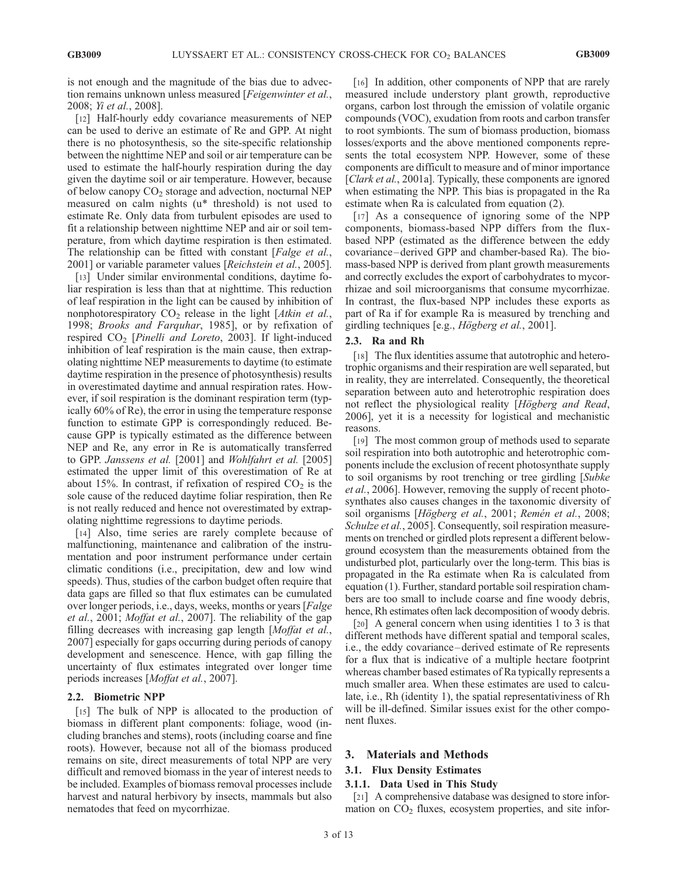is not enough and the magnitude of the bias due to advection remains unknown unless measured [*Feigenwinter et al.*, 2008; *Yi et al.*, 2008].

[12] Half-hourly eddy covariance measurements of NEP can be used to derive an estimate of Re and GPP. At night there is no photosynthesis, so the site-specific relationship between the nighttime NEP and soil or air temperature can be used to estimate the half-hourly respiration during the day given the daytime soil or air temperature. However, because of below canopy $CO_2$ storage and advection, nocturnal NEP measured on calm nights (u* threshold) is not used to estimate Re. Only data from turbulent episodes are used to fit a relationship between nighttime NEP and air or soil temperature, from which daytime respiration is then estimated. The relationship can be fitted with constant [*Falge et al.*, 2001] or variable parameter values [*Reichstein et al.*, 2005].

[13] Under similar environmental conditions, daytime foliar respiration is less than that at nighttime. This reduction of leaf respiration in the light can be caused by inhibition of nonphotorespiratory $CO_2$ release in the light [*Atkin et al.*, 1998; *Brooks and Farquhar*, 1985], or by refixation of respired $CO_2$ [*Pinelli and Loreto*, 2003]. If light-induced inhibition of leaf respiration is the main cause, then extrapolating nighttime NEP measurements to daytime (to estimate daytime respiration in the presence of photosynthesis) results in overestimated daytime and annual respiration rates. However, if soil respiration is the dominant respiration term (typically 60% of Re), the error in using the temperature response function to estimate GPP is correspondingly reduced. Because GPP is typically estimated as the difference between NEP and Re, any error in Re is automatically transferred to GPP. *Janssens et al.* [2001] and *Wohlfahrt et al.* [2005] estimated the upper limit of this overestimation of Re at about 15%. In contrast, if refixation of respired $CO_2$ is the sole cause of the reduced daytime foliar respiration, then Re is not really reduced and hence not overestimated by extrapolating nighttime regressions to daytime periods.

[14] Also, time series are rarely complete because of malfunctioning, maintenance and calibration of the instrumentation and poor instrument performance under certain climatic conditions (i.e., precipitation, dew and low wind speeds). Thus, studies of the carbon budget often require that data gaps are filled so that flux estimates can be cumulated over longer periods, i.e., days, weeks, months or years [*Falge et al.*, 2001; *Moffat et al.*, 2007]. The reliability of the gap filling decreases with increasing gap length [*Moffat et al.*, 2007] especially for gaps occurring during periods of canopy development and senescence. Hence, with gap filling the uncertainty of flux estimates integrated over longer time periods increases [*Moffat et al.*, 2007].

### 2.2. Biometric NPP

[15] The bulk of NPP is allocated to the production of biomass in different plant components: foliage, wood (including branches and stems), roots (including coarse and fine roots). However, because not all of the biomass produced remains on site, direct measurements of total NPP are very difficult and removed biomass in the year of interest needs to be included. Examples of biomass removal processes include harvest and natural herbivory by insects, mammals but also nematodes that feed on mycorrhizae.

[16] In addition, other components of NPP that are rarely measured include understory plant growth, reproductive organs, carbon lost through the emission of volatile organic compounds (VOC), exudation from roots and carbon transfer to root symbionts. The sum of biomass production, biomass losses/exports and the above mentioned components represents the total ecosystem NPP. However, some of these components are difficult to measure and of minor importance [*Clark et al.*, 2001a]. Typically, these components are ignored when estimating the NPP. This bias is propagated in the Ra estimate when Ra is calculated from equation (2).

[17] As a consequence of ignoring some of the NPP components, biomass-based NPP differs from the flux-based NPP (estimated as the difference between the eddy covariance–derived GPP and chamber-based Ra). The biomass-based NPP is derived from plant growth measurements and correctly excludes the export of carbohydrates to mycorrhizae and soil microorganisms that consume mycorrhizae. In contrast, the flux-based NPP includes these exports as part of Ra if for example Ra is measured by trenching and girdling techniques [e.g., *Högberg et al.*, 2001].

### 2.3. Ra and Rh

[18] The flux identities assume that autotrophic and heterotrophic organisms and their respiration are well separated, but in reality, they are interrelated. Consequently, the theoretical separation between auto and heterotrophic respiration does not reflect the physiological reality [*Högberg and Read*, 2006], yet it is a necessity for logistical and mechanistic reasons.

[19] The most common group of methods used to separate soil respiration into both autotrophic and heterotrophic components include the exclusion of recent photosynthate supply to soil organisms by root trenching or tree girdling [*Subke et al.*, 2006]. However, removing the supply of recent photosynthates also causes changes in the taxonomic diversity of soil organisms [*Högberg et al.*, 2001; *Remén et al.*, 2008; *Schulze et al.*, 2005]. Consequently, soil respiration measurements on trenched or girdled plots represent a different belowground ecosystem than the measurements obtained from the undisturbed plot, particularly over the long-term. This bias is propagated in the Ra estimate when Ra is calculated from equation (1). Further, standard portable soil respiration chambers are too small to include coarse and fine woody debris, hence, Rh estimates often lack decomposition of woody debris.

[20] A general concern when using identities 1 to 3 is that different methods have different spatial and temporal scales, i.e., the eddy covariance–derived estimate of Re represents for a flux that is indicative of a multiple hectare footprint whereas chamber based estimates of Ra typically represents a much smaller area. When these estimates are used to calculate, i.e., Rh (identity 1), the spatial representativiness of Rh will be ill-defined. Similar issues exist for the other component fluxes.

## 3. Materials and Methods

### 3.1. Flux Density Estimates

#### 3.1.1. Data Used in This Study

[21] A comprehensive database was designed to store information on $CO_2$ fluxes, ecosystem properties, and site infor-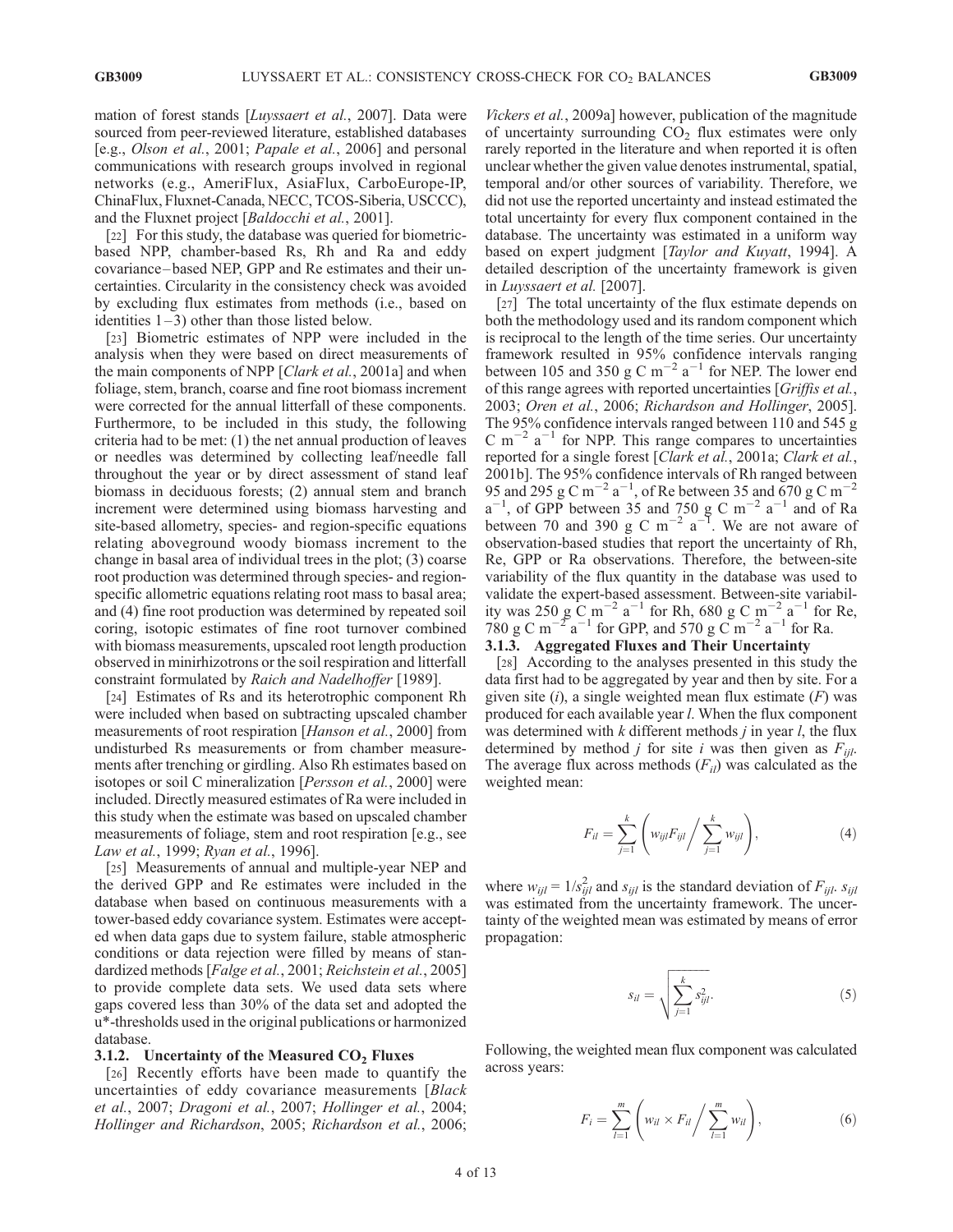mation of forest stands [*Luyssaert et al.*, 2007]. Data were sourced from peer-reviewed literature, established databases [e.g., *Olson et al.*, 2001; *Papale et al.*, 2006] and personal communications with research groups involved in regional networks (e.g., AmeriFlux, AsiaFlux, CarboEurope-IP, ChinaFlux, Fluxnet-Canada, NECC, TCOS-Siberia, USCCC), and the Fluxnet project [*Baldocchi et al.*, 2001].

[22] For this study, the database was queried for biometric-based NPP, chamber-based Rs, Rh and Ra and eddy covariance–based NEP, GPP and Re estimates and their uncertainties. Circularity in the consistency check was avoided by excluding flux estimates from methods (i.e., based on identities 1–3) other than those listed below.

[23] Biometric estimates of NPP were included in the analysis when they were based on direct measurements of the main components of NPP [*Clark et al.*, 2001a] and when foliage, stem, branch, coarse and fine root biomass increment were corrected for the annual litterfall of these components. Furthermore, to be included in this study, the following criteria had to be met: (1) the net annual production of leaves or needles was determined by collecting leaf/needle fall throughout the year or by direct assessment of stand leaf biomass in deciduous forests; (2) annual stem and branch increment were determined using biomass harvesting and site-based allometry, species- and region-specific equations relating aboveground woody biomass increment to the change in basal area of individual trees in the plot; (3) coarse root production was determined through species- and region-specific allometric equations relating root mass to basal area; and (4) fine root production was determined by repeated soil coring, isotopic estimates of fine root turnover combined with biomass measurements, upscaled root length production observed in minirhizotrons or the soil respiration and litterfall constraint formulated by *Raich and Nadelhoffer* [1989].

[24] Estimates of Rs and its heterotrophic component Rh were included when based on subtracting upscaled chamber measurements of root respiration [*Hanson et al.*, 2000] from undisturbed Rs measurements or from chamber measurements after trenching or girdling. Also Rh estimates based on isotopes or soil C mineralization [*Persson et al.*, 2000] were included. Directly measured estimates of Ra were included in this study when the estimate was based on upscaled chamber measurements of foliage, stem and root respiration [e.g., see *Law et al.*, 1999; *Ryan et al.*, 1996].

[25] Measurements of annual and multiple-year NEP and the derived GPP and Re estimates were included in the database when based on continuous measurements with a tower-based eddy covariance system. Estimates were accepted when data gaps due to system failure, stable atmospheric conditions or data rejection were filled by means of standardized methods [*Falge et al.*, 2001; *Reichstein et al.*, 2005] to provide complete data sets. We used data sets where gaps covered less than 30% of the data set and adopted the u*-thresholds used in the original publications or harmonized database.

### 3.1.2. Uncertainty of the Measured $CO_2$ Fluxes

[26] Recently efforts have been made to quantify the uncertainties of eddy covariance measurements [*Black et al.*, 2007; *Dragoni et al.*, 2007; *Hollinger et al.*, 2004; *Hollinger and Richardson*, 2005; *Richardson et al.*, 2006; *Vickers et al.*, 2009a] however, publication of the magnitude of uncertainty surrounding $CO_2$ flux estimates were only rarely reported in the literature and when reported it is often unclear whether the given value denotes instrumental, spatial, temporal and/or other sources of variability. Therefore, we did not use the reported uncertainty and instead estimated the total uncertainty for every flux component contained in the database. The uncertainty was estimated in a uniform way based on expert judgment [*Taylor and Kuyatt*, 1994]. A detailed description of the uncertainty framework is given in *Luyssaert et al.* [2007].

[27] The total uncertainty of the flux estimate depends on both the methodology used and its random component which is reciprocal to the length of the time series. Our uncertainty framework resulted in 95% confidence intervals ranging between 105 and 350 g C m$^{-2}$ a$^{-1}$ for NEP. The lower end of this range agrees with reported uncertainties [*Griffis et al.*, 2003; *Oren et al.*, 2006; *Richardson and Hollinger*, 2005]. The 95% confidence intervals ranged between 110 and 545 g C m$^{-2}$ a$^{-1}$ for NPP. This range compares to uncertainties reported for a single forest [*Clark et al.*, 2001a; *Clark et al.*, 2001b]. The 95% confidence intervals of Rh ranged between 95 and 295 g C m$^{-2}$ a$^{-1}$, of Re between 35 and 670 g C m$^{-2}$ a$^{-1}$, of GPP between 35 and 750 g C m$^{-2}$ a$^{-1}$ and of Ra between 70 and 390 g C m$^{-2}$ a$^{-1}$. We are not aware of observation-based studies that report the uncertainty of Rh, Re, GPP or Ra observations. Therefore, the between-site variability of the flux quantity in the database was used to validate the expert-based assessment. Between-site variability was 250 g C m$^{-2}$ a$^{-1}$ for Rh, 680 g C m$^{-2}$ a$^{-1}$ for Re, 780 g C m$^{-2}$ a$^{-1}$ for GPP, and 570 g C m$^{-2}$ a$^{-1}$ for Ra.

### 3.1.3. Aggregated Fluxes and Their Uncertainty

[28] According to the analyses presented in this study the data first had to be aggregated by year and then by site. For a given site ($i$), a single weighted mean flux estimate ($F$) was produced for each available year $l$. When the flux component was determined with $k$ different methods $j$ in year $l$, the flux determined by method $j$ for site $i$ was then given as $F_{ijl}$. The average flux across methods ($F_{il}$) was calculated as the weighted mean:

$$F_{il} = \sum_{j=1}^{k} \left( w_{ijl} F_{ijl} \Big/ \sum_{j=1}^{k} w_{ijl} \right), \tag{4}$$

where $w_{ijl} = 1/s_{ijl}^2$ and $s_{ijl}$ is the standard deviation of $F_{ijl}$. $s_{ijl}$ was estimated from the uncertainty framework. The uncertainty of the weighted mean was estimated by means of error propagation:

$$s_{il} = \sqrt{\sum_{j=1}^{k} s_{ijl}^2}. \tag{5}$$

Following, the weighted mean flux component was calculated across years:

$$F_i = \sum_{l=1}^{m} \left( w_{il} \times F_{il} \Big/ \sum_{l=1}^{m} w_{il} \right), \tag{6}$$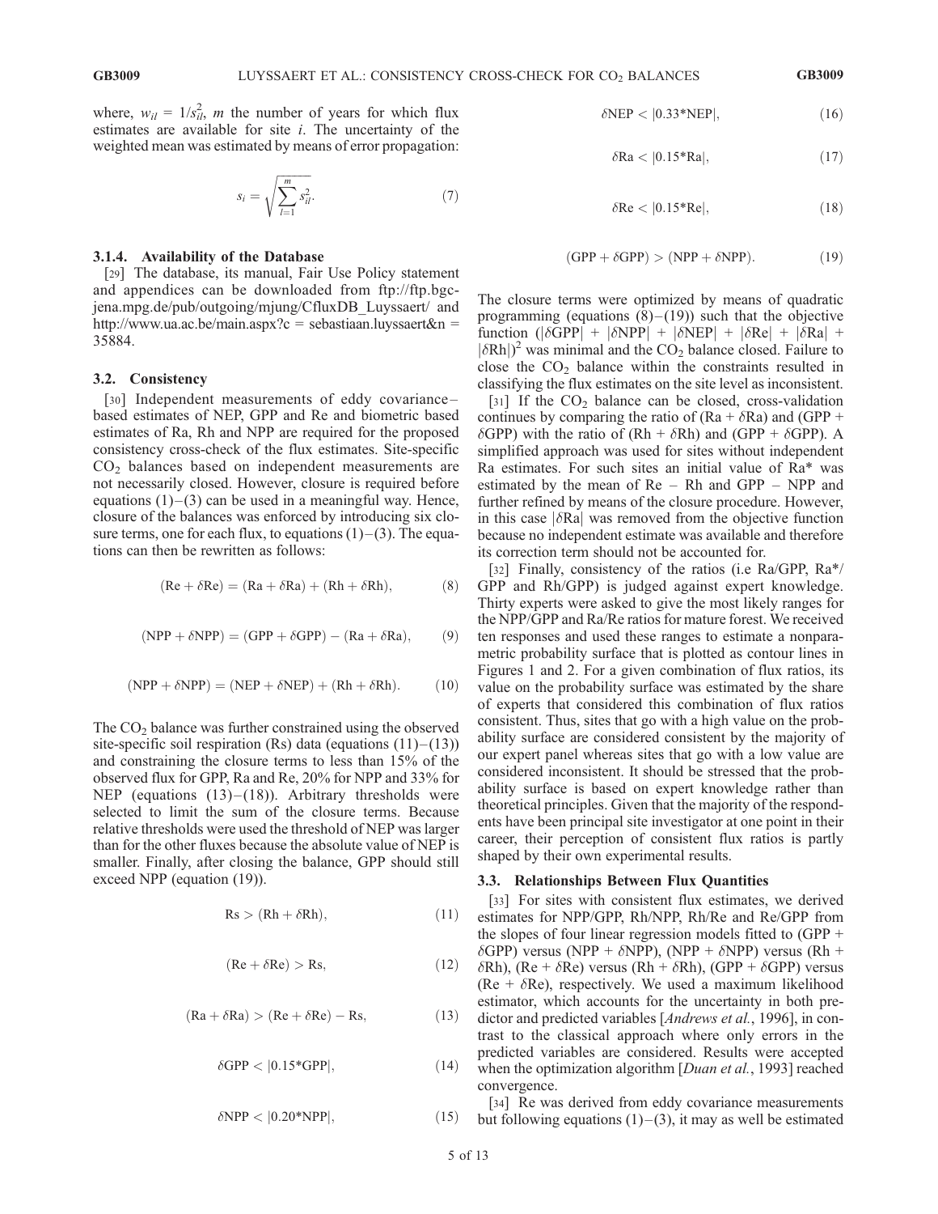where, $w_{il} = 1/s_{il}^2$, $m$ the number of years for which flux estimates are available for site $i$. The uncertainty of the weighted mean was estimated by means of error propagation:

$$s_i = \sqrt{\sum_{l=1}^{m} s_{il}^2}. \tag{7}$$

#### 3.1.4. Availability of the Database

[29] The database, its manual, Fair Use Policy statement and appendices can be downloaded from ftp://ftp.bgc-jena.mpg.de/pub/outgoing/mjung/CfluxDB_Luyssaert/ and http://www.ua.ac.be/main.aspx?c = sebastiaan.luyssaert&n = 35884.

### 3.2. Consistency

[30] Independent measurements of eddy covariance–based estimates of NEP, GPP and Re and biometric based estimates of Ra, Rh and NPP are required for the proposed consistency cross-check of the flux estimates. Site-specific $CO_2$ balances based on independent measurements are not necessarily closed. However, closure is required before equations (1)–(3) can be used in a meaningful way. Hence, closure of the balances was enforced by introducing six closure terms, one for each flux, to equations (1)–(3). The equations can then be rewritten as follows:

$$(\mathrm{Re} + \delta\mathrm{Re}) = (\mathrm{Ra} + \delta\mathrm{Ra}) + (\mathrm{Rh} + \delta\mathrm{Rh}), \tag{8}$$

$$(\mathrm{NPP} + \delta\mathrm{NPP}) = (\mathrm{GPP} + \delta\mathrm{GPP}) - (\mathrm{Ra} + \delta\mathrm{Ra}), \tag{9}$$

$$(\mathrm{NPP} + \delta\mathrm{NPP}) = (\mathrm{NEP} + \delta\mathrm{NEP}) + (\mathrm{Rh} + \delta\mathrm{Rh}). \tag{10}$$

The $CO_2$ balance was further constrained using the observed site-specific soil respiration (Rs) data (equations (11)–(13)) and constraining the closure terms to less than 15% of the observed flux for GPP, Ra and Re, 20% for NPP and 33% for NEP (equations (13)–(18)). Arbitrary thresholds were selected to limit the sum of the closure terms. Because relative thresholds were used the threshold of NEP was larger than for the other fluxes because the absolute value of NEP is smaller. Finally, after closing the balance, GPP should still exceed NPP (equation (19)).

$$\mathrm{Rs} > (\mathrm{Rh} + \delta\mathrm{Rh}), \tag{11}$$

$$(\mathrm{Re} + \delta\mathrm{Re}) > \mathrm{Rs}, \tag{12}$$

$$(\mathrm{Ra} + \delta\mathrm{Ra}) > (\mathrm{Re} + \delta\mathrm{Re}) - \mathrm{Rs}, \tag{13}$$

$$\delta\mathrm{GPP} < |0.15 * \mathrm{GPP}|, \tag{14}$$

$$\delta\mathrm{NPP} < |0.20 * \mathrm{NPP}|, \tag{15}$$

$$\delta\mathrm{NEP} < |0.33 * \mathrm{NEP}|, \tag{16}$$

$$\delta\mathrm{Ra} < |0.15 * \mathrm{Ra}|, \tag{17}$$

$$\delta\mathrm{Re} < |0.15 * \mathrm{Re}|, \tag{18}$$

$$(\mathrm{GPP} + \delta\mathrm{GPP}) > (\mathrm{NPP} + \delta\mathrm{NPP}). \tag{19}$$

The closure terms were optimized by means of quadratic programming (equations (8)–(19)) such that the objective function $(|\delta\mathrm{GPP}| + |\delta\mathrm{NPP}| + |\delta\mathrm{NEP}| + |\delta\mathrm{Re}| + |\delta\mathrm{Ra}| + |\delta\mathrm{Rh}|)^2$ was minimal and the $CO_2$ balance closed. Failure to close the $CO_2$ balance within the constraints resulted in classifying the flux estimates on the site level as inconsistent.

[31] If the $CO_2$ balance can be closed, cross-validation continues by comparing the ratio of ($\mathrm{Ra} + \delta\mathrm{Ra}$) and ($\mathrm{GPP} + \delta\mathrm{GPP}$) with the ratio of ($\mathrm{Rh} + \delta\mathrm{Rh}$) and ($\mathrm{GPP} + \delta\mathrm{GPP}$). A simplified approach was used for sites without independent Ra estimates. For such sites an initial value of Ra* was estimated by the mean of Re – Rh and GPP – NPP and further refined by means of the closure procedure. However, in this case $|\delta\mathrm{Ra}|$ was removed from the objective function because no independent estimate was available and therefore its correction term should not be accounted for.

[32] Finally, consistency of the ratios (i.e Ra/GPP, Ra*/GPP and Rh/GPP) is judged against expert knowledge. Thirty experts were asked to give the most likely ranges for the NPP/GPP and Ra/Re ratios for mature forest. We received ten responses and used these ranges to estimate a nonparametric probability surface that is plotted as contour lines in Figures 1 and 2. For a given combination of flux ratios, its value on the probability surface was estimated by the share of experts that considered this combination of flux ratios consistent. Thus, sites that go with a high value on the probability surface are considered consistent by the majority of our expert panel whereas sites that go with a low value are considered inconsistent. It should be stressed that the probability surface is based on expert knowledge rather than theoretical principles. Given that the majority of the respondents have been principal site investigator at one point in their career, their perception of consistent flux ratios is partly shaped by their own experimental results.

### 3.3. Relationships Between Flux Quantities

[33] For sites with consistent flux estimates, we derived estimates for NPP/GPP, Rh/NPP, Rh/Re and Re/GPP from the slopes of four linear regression models fitted to ($\mathrm{GPP} + \delta\mathrm{GPP}$) versus ($\mathrm{NPP} + \delta\mathrm{NPP}$), ($\mathrm{NPP} + \delta\mathrm{NPP}$) versus ($\mathrm{Rh} + \delta\mathrm{Rh}$), ($\mathrm{Re} + \delta\mathrm{Re}$) versus ($\mathrm{Rh} + \delta\mathrm{Rh}$), ($\mathrm{GPP} + \delta\mathrm{GPP}$) versus ($\mathrm{Re} + \delta\mathrm{Re}$), respectively. We used a maximum likelihood estimator, which accounts for the uncertainty in both predictor and predicted variables [*Andrews et al.*, 1996], in contrast to the classical approach where only errors in the predicted variables are considered. Results were accepted when the optimization algorithm [*Duan et al.*, 1993] reached convergence.

[34] Re was derived from eddy covariance measurements but following equations (1)–(3), it may as well be estimated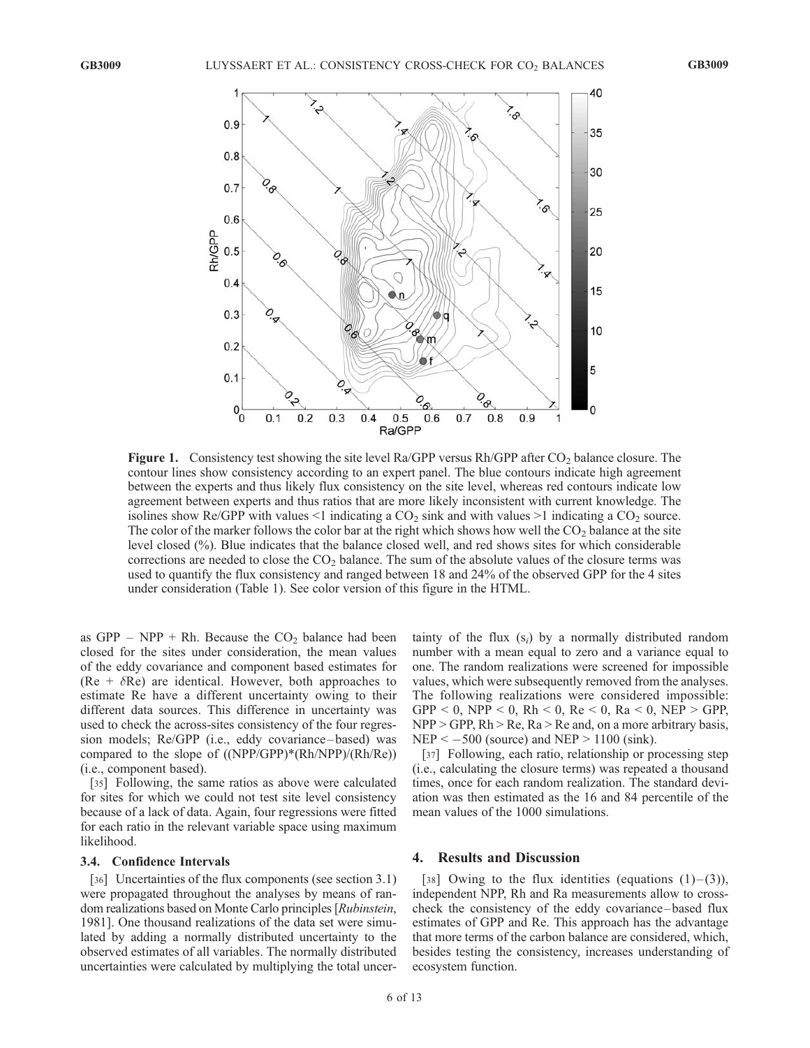**Figure 1.** Consistency test showing the site level Ra/GPP versus Rh/GPP after $CO_2$ balance closure. The contour lines show consistency according to an expert panel. The blue contours indicate high agreement between the experts and thus likely flux consistency on the site level, whereas red contours indicate low agreement between experts and thus ratios that are more likely inconsistent with current knowledge. The isolines show Re/GPP with values <1 indicating a $CO_2$ sink and with values >1 indicating a $CO_2$ source. The color of the marker follows the color bar at the right which shows how well the $CO_2$ balance at the site level closed (%). Blue indicates that the balance closed well, and red shows sites for which considerable corrections are needed to close the $CO_2$ balance. The sum of the absolute values of the closure terms was used to quantify the flux consistency and ranged between 18 and 24% of the observed GPP for the 4 sites under consideration (Table 1). See color version of this figure in the HTML.

as GPP – NPP + Rh. Because the $CO_2$ balance had been closed for the sites under consideration, the mean values of the eddy covariance and component based estimates for (Re + $\delta$Re) are identical. However, both approaches to estimate Re have a different uncertainty owing to their different data sources. This difference in uncertainty was used to check the across-sites consistency of the four regression models; Re/GPP (i.e., eddy covariance–based) was compared to the slope of ((NPP/GPP)*(Rh/NPP)/(Rh/Re)) (i.e., component based).

[35] Following, the same ratios as above were calculated for sites for which we could not test site level consistency because of a lack of data. Again, four regressions were fitted for each ratio in the relevant variable space using maximum likelihood.

### 3.4. Confidence Intervals

[36] Uncertainties of the flux components (see section 3.1) were propagated throughout the analyses by means of random realizations based on Monte Carlo principles [*Rubinstein*, 1981]. One thousand realizations of the data set were simulated by adding a normally distributed uncertainty to the observed estimates of all variables. The normally distributed uncertainties were calculated by multiplying the total uncertainty of the flux ($s_i$) by a normally distributed random number with a mean equal to zero and a variance equal to one. The random realizations were screened for impossible values, which were subsequently removed from the analyses. The following realizations were considered impossible: GPP < 0, NPP < 0, Rh < 0, Re < 0, Ra < 0, NEP > GPP, NPP > GPP, Rh > Re, Ra > Re and, on a more arbitrary basis, NEP < −500 (source) and NEP > 1100 (sink).

[37] Following, each ratio, relationship or processing step (i.e., calculating the closure terms) was repeated a thousand times, once for each random realization. The standard deviation was then estimated as the 16 and 84 percentile of the mean values of the 1000 simulations.

## 4. Results and Discussion

[38] Owing to the flux identities (equations (1)–(3)), independent NPP, Rh and Ra measurements allow to cross-check the consistency of the eddy covariance–based flux estimates of GPP and Re. This approach has the advantage that more terms of the carbon balance are considered, which, besides testing the consistency, increases understanding of ecosystem function.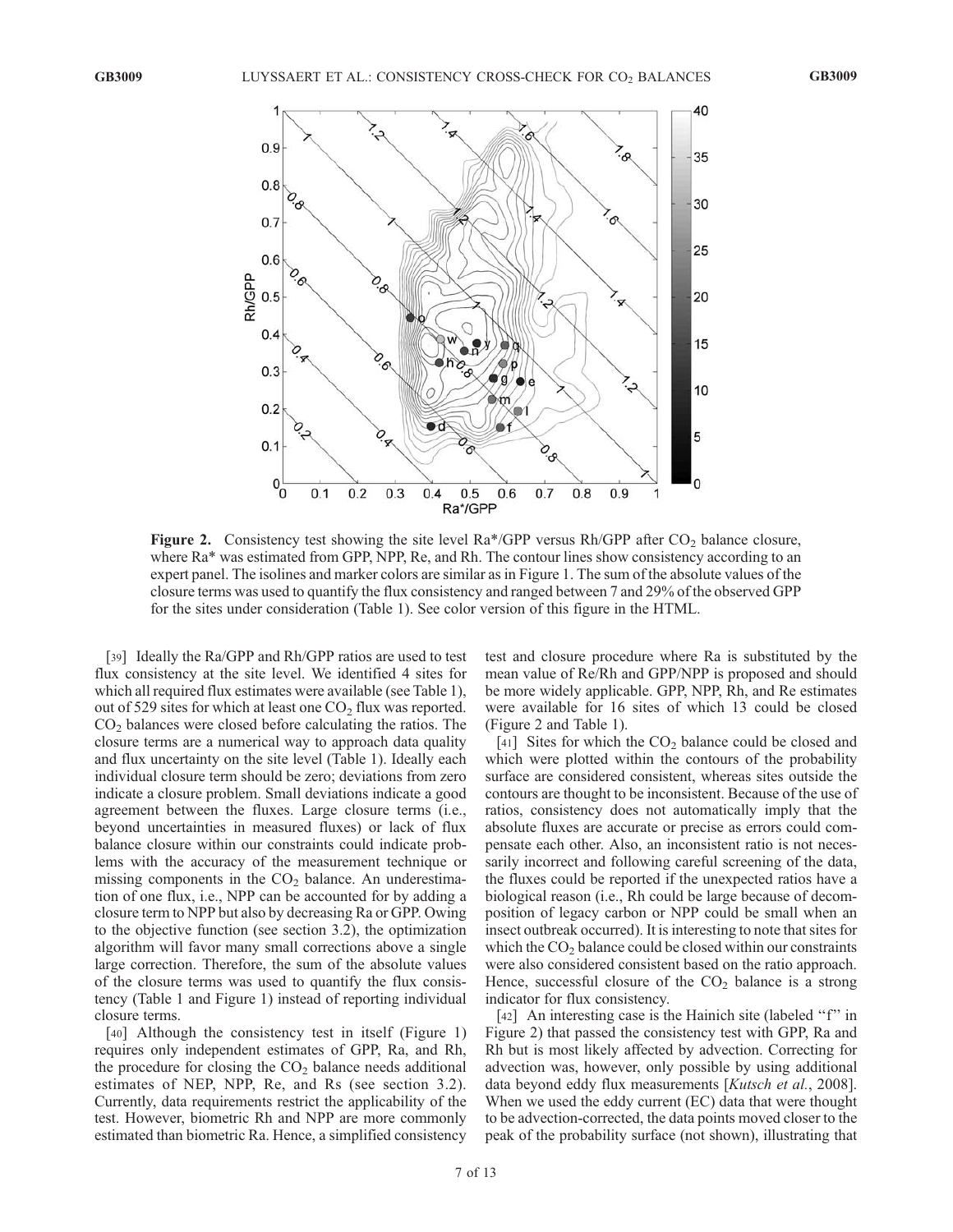**Figure 2.** Consistency test showing the site level Ra*/GPP versus Rh/GPP after $CO_2$ balance closure, where Ra* was estimated from GPP, NPP, Re, and Rh. The contour lines show consistency according to an expert panel. The isolines and marker colors are similar as in Figure 1. The sum of the absolute values of the closure terms was used to quantify the flux consistency and ranged between 7 and 29% of the observed GPP for the sites under consideration (Table 1). See color version of this figure in the HTML.

[39] Ideally the Ra/GPP and Rh/GPP ratios are used to test flux consistency at the site level. We identified 4 sites for which all required flux estimates were available (see Table 1), out of 529 sites for which at least one $CO_2$ flux was reported. $CO_2$ balances were closed before calculating the ratios. The closure terms are a numerical way to approach data quality and flux uncertainty on the site level (Table 1). Ideally each individual closure term should be zero; deviations from zero indicate a closure problem. Small deviations indicate a good agreement between the fluxes. Large closure terms (i.e., beyond uncertainties in measured fluxes) or lack of flux balance closure within our constraints could indicate problems with the accuracy of the measurement technique or missing components in the $CO_2$ balance. An underestimation of one flux, i.e., NPP can be accounted for by adding a closure term to NPP but also by decreasing Ra or GPP. Owing to the objective function (see section 3.2), the optimization algorithm will favor many small corrections above a single large correction. Therefore, the sum of the absolute values of the closure terms was used to quantify the flux consistency (Table 1 and Figure 1) instead of reporting individual closure terms.

[40] Although the consistency test in itself (Figure 1) requires only independent estimates of GPP, Ra, and Rh, the procedure for closing the $CO_2$ balance needs additional estimates of NEP, NPP, Re, and Rs (see section 3.2). Currently, data requirements restrict the applicability of the test. However, biometric Rh and NPP are more commonly estimated than biometric Ra. Hence, a simplified consistency test and closure procedure where Ra is substituted by the mean value of Re/Rh and GPP/NPP is proposed and should be more widely applicable. GPP, NPP, Rh, and Re estimates were available for 16 sites of which 13 could be closed (Figure 2 and Table 1).

[41] Sites for which the $CO_2$ balance could be closed and which were plotted within the contours of the probability surface are considered consistent, whereas sites outside the contours are thought to be inconsistent. Because of the use of ratios, consistency does not automatically imply that the absolute fluxes are accurate or precise as errors could compensate each other. Also, an inconsistent ratio is not necessarily incorrect and following careful screening of the data, the fluxes could be reported if the unexpected ratios have a biological reason (i.e., Rh could be large because of decomposition of legacy carbon or NPP could be small when an insect outbreak occurred). It is interesting to note that sites for which the $CO_2$ balance could be closed within our constraints were also considered consistent based on the ratio approach. Hence, successful closure of the $CO_2$ balance is a strong indicator for flux consistency.

[42] An interesting case is the Hainich site (labeled "f" in Figure 2) that passed the consistency test with GPP, Ra and Rh but is most likely affected by advection. Correcting for advection was, however, only possible by using additional data beyond eddy flux measurements [*Kutsch et al.*, 2008]. When we used the eddy current (EC) data that were thought to be advection-corrected, the data points moved closer to the peak of the probability surface (not shown), illustrating that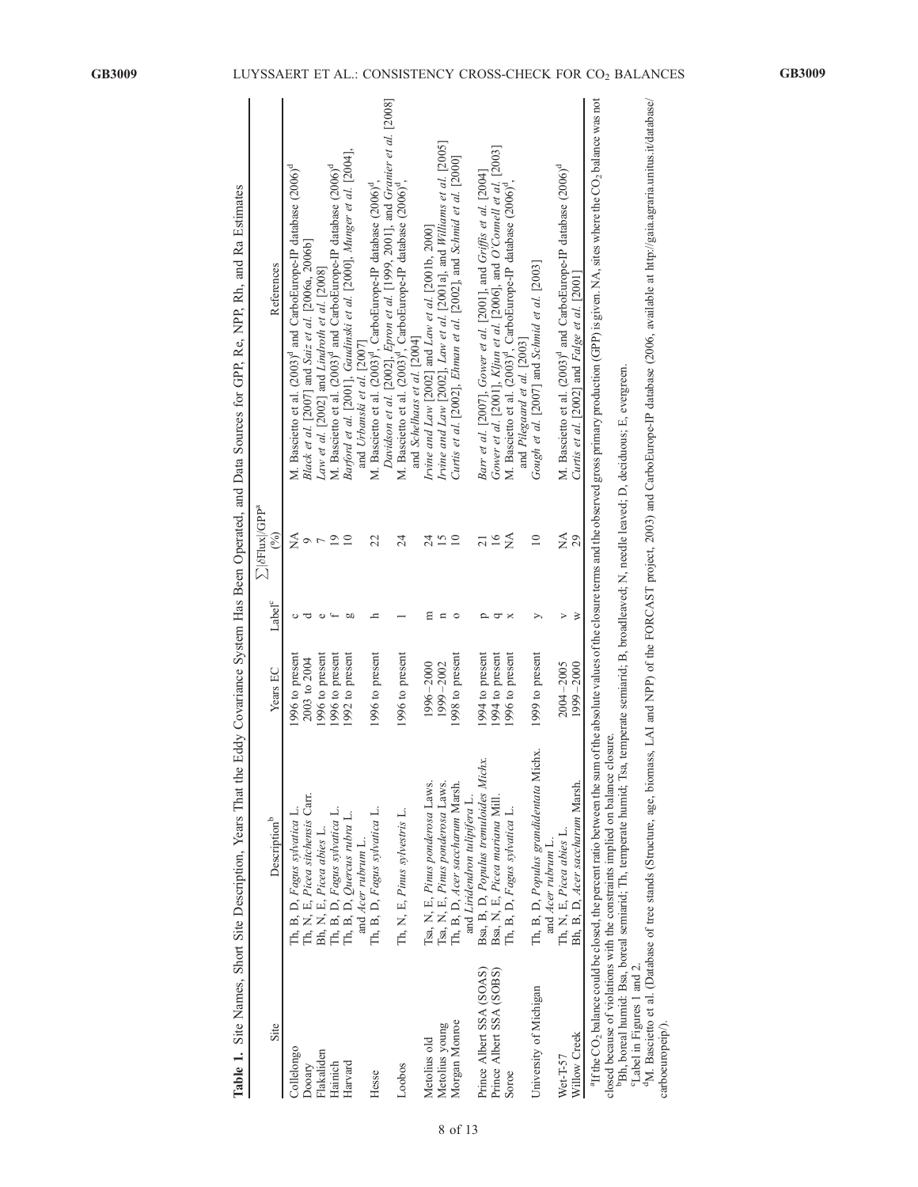**Table 1.** Site Names, Short Site Description, Years That the Eddy Covariance System Has Been Operated, and Data Sources for GPP, Re, NPP, Rh, and Ra Estimates

| Site | Description[b] | Years EC | Label[c] | $\sum$\|δFlux\|/GPP[a] (%) | References |
|---|---|---|---|---|---|
| Collelongo | Th, B, D, *Fagus sylvatica* L. | 1996 to present | c | NA | M. Bascietto et al. (2003)[d] and CarboEurope-IP database (2006)[d] |
| Dooary | Th, N, E, *Picea sitchensis* Carr. | 2003 to 2004 | d | 9 | *Black et al.* [2007] and *Saiz et al.* [2006a, 2006b] |
| Flakaliden | Bh, N, E, *Picea abies* L. | 1996 to present | e | 7 | *Law et al.* [2002] and *Lindroth et al.* [2008] |
| Hainich | Th, B, D, *Fagus sylvatica* L. | 1996 to present | f | 19 | M. Bascietto et al. (2003)[d] and CarboEurope-IP database (2006)[d] |
| Harvard | Th, B, D, *Quercus rubra* L. and *Acer rubrum* L. | 1992 to present | g | 10 | *Barford et al.* [2001], *Gaudinski et al.* [2000], *Munger et al.* [2004], and *Urbanski et al.* [2007] |
| Hesse | Th, B, D, *Fagus sylvatica* L. | 1996 to present | h | 22 | M. Bascietto et al. (2003)[d], CarboEurope-IP database (2006)[d], *Davidson et al.* [2002], *Epron et al.* [1999, 2001], and *Granier et al.* [2008] |
| Loobos | Th, N, E, *Pinus sylvestris* L. | 1996 to present | l | 24 | M. Bascietto et al. (2003)[d], CarboEurope-IP database (2006)[d], and *Schelhaas et al.* [2004] |
| Metolius old | Tsa, N, E, *Pinus ponderosa* Laws. | 1996–2000 | m | 24 | *Irvine and Law* [2002] and *Law et al.* [2001b, 2000] |
| Metolius young | Tsa, N, E, *Pinus ponderosa* Laws. | 1999–2002 | n | 15 | *Irvine and Law* [2002], *Law et al.* [2001a], and *Williams et al.* [2005] |
| Morgan Monroe | Th, B, D, *Acer saccharum* Marsh. and *Liriodendron tulipifera* L. | 1998 to present | o | 10 | *Curtis et al.* [2002], *Ehman et al.* [2002], and *Schmid et al.* [2000] |
| Prince Albert SSA (SOAS) | Bsa, B, D, *Populus tremuloides Michx.* | 1994 to present | p | 21 | *Barr et al.* [2007], *Gower et al.* [2001], and *Griffis et al.* [2004] |
| Prince Albert SSA (SOBS) | Bsa, N, E, *Picea mariana* Mill. | 1994 to present | q | 16 | *Gower et al.* [2001], *Kljun et al.* [2006], and *O'Connell et al.* [2003] |
| Soroe | Th, B, D, *Fagus sylvatica* L. | 1996 to present | x | NA | M. Bascietto et al. (2003)[d], CarboEurope-IP database (2006)[d], and *Pilegaard et al.* [2003] |
| University of Michigan | Th, B, D, *Populus grandidentata* Michx. and *Acer rubrum* L. | 1999 to present | y | 10 | *Gough et al.* [2007] and *Schmid et al.* [2003] |
| Wet-T-57 | Th, N, E, *Picea abies* L. | 2004–2005 | v | NA | M. Bascietto et al. (2003)[d] and CarboEurope-IP database (2006)[d] |
| Willow Creek | Bh, B, D, *Acer saccharum* Marsh. | 1999–2000 | w | 29 | *Curtis et al.* [2002] and *Falge et al.* [2001] |

[a]If the $CO_2$ balance could be closed, the percent ratio between the sum of the absolute values of the closure terms and the observed gross primary production (GPP) is given. NA, sites where the $CO_2$ balance was not closed because of violations with the constraints implied on balance closure.

[b]Bh, boreal humid; Bsa, boreal semiarid; Th, temperate humid; Tsa, temperate semiarid; B, broadleaved; N, needle leaved; D, deciduous; E, evergreen.

[c]Label in Figures 1 and 2.

[d]M. Bascietto et al. (Database of tree stands (Structure, age, biomass, LAI and NPP) of the FORCAST project, 2003) and CarboEurope-IP database (2006, available at http://gaia.agraria.unitus.it/database/carboeuropeip/).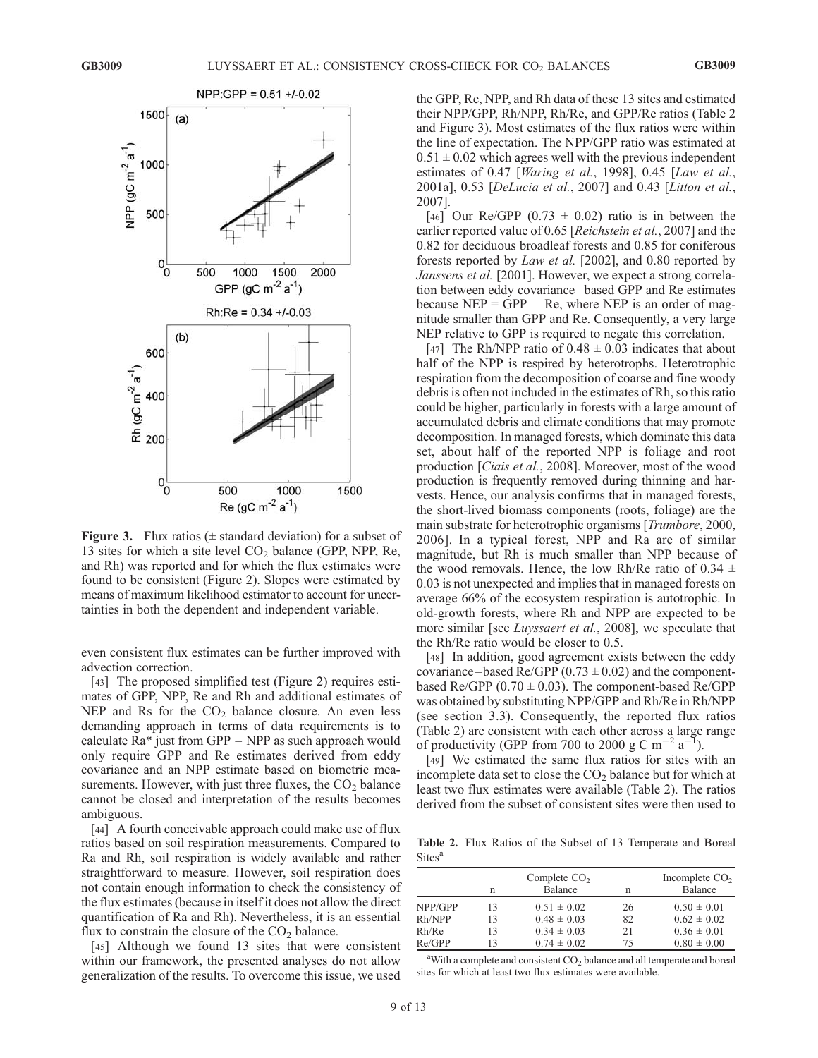**Figure 3.** Flux ratios (± standard deviation) for a subset of 13 sites for which a site level $CO_2$ balance (GPP, NPP, Re, and Rh) was reported and for which the flux estimates were found to be consistent (Figure 2). Slopes were estimated by means of maximum likelihood estimator to account for uncertainties in both the dependent and independent variable.

even consistent flux estimates can be further improved with advection correction.

[43] The proposed simplified test (Figure 2) requires estimates of GPP, NPP, Re and Rh and additional estimates of NEP and Rs for the $CO_2$ balance closure. An even less demanding approach in terms of data requirements is to calculate Ra* just from GPP – NPP as such approach would only require GPP and Re estimates derived from eddy covariance and an NPP estimate based on biometric measurements. However, with just three fluxes, the $CO_2$ balance cannot be closed and interpretation of the results becomes ambiguous.

[44] A fourth conceivable approach could make use of flux ratios based on soil respiration measurements. Compared to Ra and Rh, soil respiration is widely available and rather straightforward to measure. However, soil respiration does not contain enough information to check the consistency of the flux estimates (because in itself it does not allow the direct quantification of Ra and Rh). Nevertheless, it is an essential flux to constrain the closure of the $CO_2$ balance.

[45] Although we found 13 sites that were consistent within our framework, the presented analyses do not allow generalization of the results. To overcome this issue, we used the GPP, Re, NPP, and Rh data of these 13 sites and estimated their NPP/GPP, Rh/NPP, Rh/Re, and GPP/Re ratios (Table 2 and Figure 3). Most estimates of the flux ratios were within the line of expectation. The NPP/GPP ratio was estimated at $0.51 \pm 0.02$ which agrees well with the previous independent estimates of 0.47 [*Waring et al.*, 1998], 0.45 [*Law et al.*, 2001a], 0.53 [*DeLucia et al.*, 2007] and 0.43 [*Litton et al.*, 2007].

[46] Our Re/GPP ($0.73 \pm 0.02$) ratio is in between the earlier reported value of 0.65 [*Reichstein et al.*, 2007] and the 0.82 for deciduous broadleaf forests and 0.85 for coniferous forests reported by *Law et al.* [2002], and 0.80 reported by *Janssens et al.* [2001]. However, we expect a strong correlation between eddy covariance–based GPP and Re estimates because NEP = GPP – Re, where NEP is an order of magnitude smaller than GPP and Re. Consequently, a very large NEP relative to GPP is required to negate this correlation.

[47] The Rh/NPP ratio of $0.48 \pm 0.03$ indicates that about half of the NPP is respired by heterotrophs. Heterotrophic respiration from the decomposition of coarse and fine woody debris is often not included in the estimates of Rh, so this ratio could be higher, particularly in forests with a large amount of accumulated debris and climate conditions that may promote decomposition. In managed forests, which dominate this data set, about half of the reported NPP is foliage and root production [*Ciais et al.*, 2008]. Moreover, most of the wood production is frequently removed during thinning and harvests. Hence, our analysis confirms that in managed forests, the short-lived biomass components (roots, foliage) are the main substrate for heterotrophic organisms [*Trumbore*, 2000, 2006]. In a typical forest, NPP and Ra are of similar magnitude, but Rh is much smaller than NPP because of the wood removals. Hence, the low Rh/Re ratio of $0.34 \pm 0.03$ is not unexpected and implies that in managed forests on average 66% of the ecosystem respiration is autotrophic. In old-growth forests, where Rh and NPP are expected to be more similar [see *Luyssaert et al.*, 2008], we speculate that the Rh/Re ratio would be closer to 0.5.

[48] In addition, good agreement exists between the eddy covariance–based Re/GPP ($0.73 \pm 0.02$) and the component-based Re/GPP ($0.70 \pm 0.03$). The component-based Re/GPP was obtained by substituting NPP/GPP and Rh/Re in Rh/NPP (see section 3.3). Consequently, the reported flux ratios (Table 2) are consistent with each other across a large range of productivity (GPP from 700 to 2000 g C $m^{-2}$ $a^{-1}$).

[49] We estimated the same flux ratios for sites with an incomplete data set to close the $CO_2$ balance but for which at least two flux estimates were available (Table 2). The ratios derived from the subset of consistent sites were then used to

**Table 2.** Flux Ratios of the Subset of 13 Temperate and Boreal Sites[a]

| | n | Complete $CO_2$ Balance | n | Incomplete $CO_2$ Balance |
|---|---|---|---|---|
| NPP/GPP | 13 | $0.51 \pm 0.02$ | 26 | $0.50 \pm 0.01$ |
| Rh/NPP | 13 | $0.48 \pm 0.03$ | 82 | $0.62 \pm 0.02$ |
| Rh/Re | 13 | $0.34 \pm 0.03$ | 21 | $0.36 \pm 0.01$ |
| Re/GPP | 13 | $0.74 \pm 0.02$ | 75 | $0.80 \pm 0.00$ |

[a]With a complete and consistent $CO_2$ balance and all temperate and boreal sites for which at least two flux estimates were available.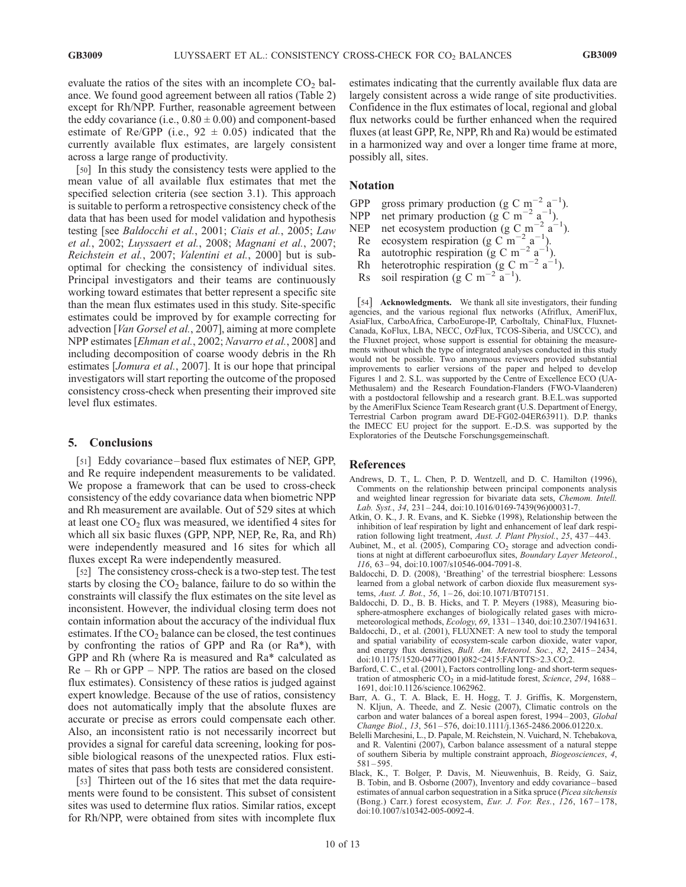evaluate the ratios of the sites with an incomplete $CO_2$ balance. We found good agreement between all ratios (Table 2) except for Rh/NPP. Further, reasonable agreement between the eddy covariance (i.e., $0.80 \pm 0.00$) and component-based estimate of Re/GPP (i.e., $92 \pm 0.05$) indicated that the currently available flux estimates, are largely consistent across a large range of productivity.

[50] In this study the consistency tests were applied to the mean value of all available flux estimates that met the specified selection criteria (see section 3.1). This approach is suitable to perform a retrospective consistency check of the data that has been used for model validation and hypothesis testing [see *Baldocchi et al.*, 2001; *Ciais et al.*, 2005; *Law et al.*, 2002; *Luyssaert et al.*, 2008; *Magnani et al.*, 2007; *Reichstein et al.*, 2007; *Valentini et al.*, 2000] but is suboptimal for checking the consistency of individual sites. Principal investigators and their teams are continuously working toward estimates that better represent a specific site than the mean flux estimates used in this study. Site-specific estimates could be improved by for example correcting for advection [*Van Gorsel et al.*, 2007], aiming at more complete NPP estimates [*Ehman et al.*, 2002; *Navarro et al.*, 2008] and including decomposition of coarse woody debris in the Rh estimates [*Jomura et al.*, 2007]. It is our hope that principal investigators will start reporting the outcome of the proposed consistency cross-check when presenting their improved site level flux estimates.

## 5. Conclusions

[51] Eddy covariance–based flux estimates of NEP, GPP, and Re require independent measurements to be validated. We propose a framework that can be used to cross-check consistency of the eddy covariance data when biometric NPP and Rh measurement are available. Out of 529 sites at which at least one $CO_2$ flux was measured, we identified 4 sites for which all six basic fluxes (GPP, NPP, NEP, Re, Ra, and Rh) were independently measured and 16 sites for which all fluxes except Ra were independently measured.

[52] The consistency cross-check is a two-step test. The test starts by closing the $CO_2$ balance, failure to do so within the constraints will classify the flux estimates on the site level as inconsistent. However, the individual closing term does not contain information about the accuracy of the individual flux estimates. If the $CO_2$ balance can be closed, the test continues by confronting the ratios of GPP and Ra (or Ra*), with GPP and Rh (where Ra is measured and Ra* calculated as Re − Rh or GPP − NPP. The ratios are based on the closed flux estimates). Consistency of these ratios is judged against expert knowledge. Because of the use of ratios, consistency does not automatically imply that the absolute fluxes are accurate or precise as errors could compensate each other. Also, an inconsistent ratio is not necessarily incorrect but provides a signal for careful data screening, looking for possible biological reasons of the unexpected ratios. Flux estimates of sites that pass both tests are considered consistent.

[53] Thirteen out of the 16 sites that met the data requirements were found to be consistent. This subset of consistent sites was used to determine flux ratios. Similar ratios, except for Rh/NPP, were obtained from sites with incomplete flux estimates indicating that the currently available flux data are largely consistent across a wide range of site productivities. Confidence in the flux estimates of local, regional and global flux networks could be further enhanced when the required fluxes (at least GPP, Re, NPP, Rh and Ra) would be estimated in a harmonized way and over a longer time frame at more, possibly all, sites.

## Notation

- GPP gross primary production (g C $m^{-2}$ $a^{-1}$).
- NPP net primary production (g C $m^{-2}$ $a^{-1}$).
- NEP net ecosystem production (g C $m^{-2}$ $a^{-1}$).
- Re ecosystem respiration (g C $m^{-2}$ $a^{-1}$).
- Ra autotrophic respiration (g C $m^{-2}$ $a^{-1}$).
- Rh heterotrophic respiration (g C $m^{-2}$ $a^{-1}$).
- Rs soil respiration (g C $m^{-2}$ $a^{-1}$).

[54] **Acknowledgments.** We thank all site investigators, their funding agencies, and the various regional flux networks (Afriflux, AmeriFlux, AsiaFlux, CarboAfrica, CarboEurope-IP, CarboItaly, ChinaFlux, Fluxnet-Canada, KoFlux, LBA, NECC, OzFlux, TCOS-Siberia, and USCCC), and the Fluxnet project, whose support is essential for obtaining the measurements without which the type of integrated analyses conducted in this study would not be possible. Two anonymous reviewers provided substantial improvements to earlier versions of the paper and helped to develop Figures 1 and 2. S.L. was supported by the Centre of Excellence ECO (UA-Methusalem) and the Research Foundation-Flanders (FWO-Vlaanderen) with a postdoctoral fellowship and a research grant. B.E.L.was supported by the AmeriFlux Science Team Research grant (U.S. Department of Energy, Terrestrial Carbon program award DE-FG02-04ER63911). D.P. thanks the IMECC EU project for the support. E.-D.S. was supported by the Exploratories of the Deutsche Forschungsgemeinschaft.

## References

Andrews, D. T., L. Chen, P. D. Wentzell, and D. C. Hamilton (1996), Comments on the relationship between principal components analysis and weighted linear regression for bivariate data sets, *Chemom. Intell. Lab. Syst.*, *34*, 231–244, doi:10.1016/0169-7439(96)00031-7.

Atkin, O. K., J. R. Evans, and K. Siebke (1998), Relationship between the inhibition of leaf respiration by light and enhancement of leaf dark respiration following light treatment, *Aust. J. Plant Physiol.*, *25*, 437–443.

Aubinet, M., et al. (2005), Comparing $CO_2$ storage and advection conditions at night at different carboeuroflux sites, *Boundary Layer Meteorol.*, *116*, 63–94, doi:10.1007/s10546-004-7091-8.

Baldocchi, D. D. (2008), 'Breathing' of the terrestrial biosphere: Lessons learned from a global network of carbon dioxide flux measurement systems, *Aust. J. Bot.*, *56*, 1–26, doi:10.1071/BT07151.

Baldocchi, D. D., B. B. Hicks, and T. P. Meyers (1988), Measuring biosphere-atmosphere exchanges of biologically related gases with micrometeorological methods, *Ecology*, *69*, 1331–1340, doi:10.2307/1941631.

Baldocchi, D., et al. (2001), FLUXNET: A new tool to study the temporal and spatial variability of ecosystem-scale carbon dioxide, water vapor, and energy flux densities, *Bull. Am. Meteorol. Soc.*, *82*, 2415–2434, doi:10.1175/1520-0477(2001)082<2415:FANTTS>2.3.CO;2.

Barford, C. C., et al. (2001), Factors controlling long- and short-term sequestration of atmospheric $CO_2$ in a mid-latitude forest, *Science*, *294*, 1688–1691, doi:10.1126/science.1062962.

Barr, A. G., T. A. Black, E. H. Hogg, T. J. Griffis, K. Morgenstern, N. Kljun, A. Theede, and Z. Nesic (2007), Climatic controls on the carbon and water balances of a boreal aspen forest, 1994–2003, *Global Change Biol.*, *13*, 561–576, doi:10.1111/j.1365-2486.2006.01220.x.

Belelli Marchesini, L., D. Papale, M. Reichstein, N. Vuichard, N. Tchebakova, and R. Valentini (2007), Carbon balance assessment of a natural steppe of southern Siberia by multiple constraint approach, *Biogeosciences*, *4*, 581–595.

Black, K., T. Bolger, P. Davis, M. Nieuwenhuis, B. Reidy, G. Saiz, B. Tobin, and B. Osborne (2007), Inventory and eddy covariance–based estimates of annual carbon sequestration in a Sitka spruce (*Picea sitchensis* (Bong.) Carr.) forest ecosystem, *Eur. J. For. Res.*, *126*, 167–178, doi:10.1007/s10342-005-0092-4.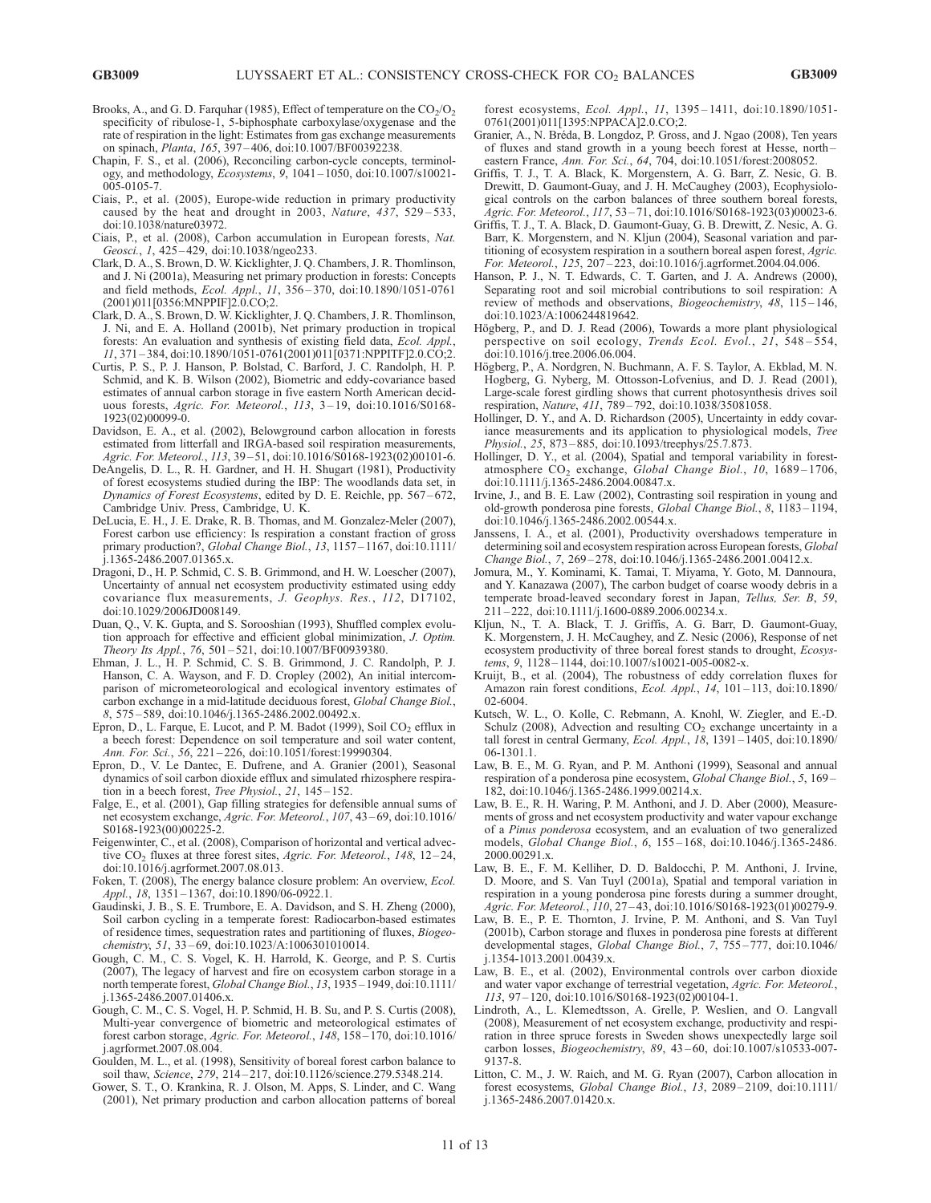Brooks, A., and G. D. Farquhar (1985), Effect of temperature on the $CO_2/O_2$ specificity of ribulose-1, 5-biphosphate carboxylase/oxygenase and the rate of respiration in the light: Estimates from gas exchange measurements on spinach, *Planta*, *165*, 397–406, doi:10.1007/BF00392238.

Chapin, F. S., et al. (2006), Reconciling carbon-cycle concepts, terminology, and methodology, *Ecosystems*, *9*, 1041–1050, doi:10.1007/s10021-005-0105-7.

Ciais, P., et al. (2005), Europe-wide reduction in primary productivity caused by the heat and drought in 2003, *Nature*, *437*, 529–533, doi:10.1038/nature03972.

Ciais, P., et al. (2008), Carbon accumulation in European forests, *Nat. Geosci.*, *1*, 425–429, doi:10.1038/ngeo233.

Clark, D. A., S. Brown, D. W. Kicklighter, J. Q. Chambers, J. R. Thomlinson, and J. Ni (2001a), Measuring net primary production in forests: Concepts and field methods, *Ecol. Appl.*, *11*, 356–370, doi:10.1890/1051-0761(2001)011[0356:MNPPIF]2.0.CO;2.

Clark, D. A., S. Brown, D. W. Kicklighter, J. Q. Chambers, J. R. Thomlinson, J. Ni, and E. A. Holland (2001b), Net primary production in tropical forests: An evaluation and synthesis of existing field data, *Ecol. Appl.*, *11*, 371–384, doi:10.1890/1051-0761(2001)011[0371:NPPITF]2.0.CO;2.

Curtis, P. S., P. J. Hanson, P. Bolstad, C. Barford, J. C. Randolph, H. P. Schmid, and K. B. Wilson (2002), Biometric and eddy-covariance based estimates of annual carbon storage in five eastern North American deciduous forests, *Agric. For. Meteorol.*, *113*, 3–19, doi:10.1016/S0168-1923(02)00099-0.

Davidson, E. A., et al. (2002), Belowground carbon allocation in forests estimated from litterfall and IRGA-based soil respiration measurements, *Agric. For. Meteorol.*, *113*, 39–51, doi:10.1016/S0168-1923(02)00101-6.

DeAngelis, D. L., R. H. Gardner, and H. H. Shugart (1981), Productivity of forest ecosystems studied during the IBP: The woodlands data set, in *Dynamics of Forest Ecosystems*, edited by D. E. Reichle, pp. 567–672, Cambridge Univ. Press, Cambridge, U. K.

DeLucia, E. H., J. E. Drake, R. B. Thomas, and M. Gonzalez-Meler (2007), Forest carbon use efficiency: Is respiration a constant fraction of gross primary production?, *Global Change Biol.*, *13*, 1157–1167, doi:10.1111/j.1365-2486.2007.01365.x.

Dragoni, D., H. P. Schmid, C. S. B. Grimmond, and H. W. Loescher (2007), Uncertainty of annual net ecosystem productivity estimated using eddy covariance flux measurements, *J. Geophys. Res.*, *112*, D17102, doi:10.1029/2006JD008149.

Duan, Q., V. K. Gupta, and S. Sorooshian (1993), Shuffled complex evolution approach for effective and efficient global minimization, *J. Optim. Theory Its Appl.*, *76*, 501–521, doi:10.1007/BF00939380.

Ehman, J. L., H. P. Schmid, C. S. B. Grimmond, J. C. Randolph, P. J. Hanson, C. A. Wayson, and F. D. Cropley (2002), An initial intercomparison of micrometeorological and ecological inventory estimates of carbon exchange in a mid-latitude deciduous forest, *Global Change Biol.*, *8*, 575–589, doi:10.1046/j.1365-2486.2002.00492.x.

Epron, D., L. Farque, E. Lucot, and P. M. Badot (1999), Soil $CO_2$ efflux in a beech forest: Dependence on soil temperature and soil water content, *Ann. For. Sci.*, *56*, 221–226, doi:10.1051/forest:19990304.

Epron, D., V. Le Dantec, E. Dufrene, and A. Granier (2001), Seasonal dynamics of soil carbon dioxide efflux and simulated rhizosphere respiration in a beech forest, *Tree Physiol.*, *21*, 145–152.

Falge, E., et al. (2001), Gap filling strategies for defensible annual sums of net ecosystem exchange, *Agric. For. Meteorol.*, *107*, 43–69, doi:10.1016/S0168-1923(00)00225-2.

Feigenwinter, C., et al. (2008), Comparison of horizontal and vertical advective $CO_2$ fluxes at three forest sites, *Agric. For. Meteorol.*, *148*, 12–24, doi:10.1016/j.agrformet.2007.08.013.

Foken, T. (2008), The energy balance closure problem: An overview, *Ecol. Appl.*, *18*, 1351–1367, doi:10.1890/06-0922.1.

Gaudinski, J. B., S. E. Trumbore, E. A. Davidson, and S. H. Zheng (2000), Soil carbon cycling in a temperate forest: Radiocarbon-based estimates of residence times, sequestration rates and partitioning of fluxes, *Biogeochemistry*, *51*, 33–69, doi:10.1023/A:1006301010014.

Gough, C. M., C. S. Vogel, K. H. Harrold, K. George, and P. S. Curtis (2007), The legacy of harvest and fire on ecosystem carbon storage in a north temperate forest, *Global Change Biol.*, *13*, 1935–1949, doi:10.1111/j.1365-2486.2007.01406.x.

Gough, C. M., C. S. Vogel, H. P. Schmid, H. B. Su, and P. S. Curtis (2008), Multi-year convergence of biometric and meteorological estimates of forest carbon storage, *Agric. For. Meteorol.*, *148*, 158–170, doi:10.1016/j.agrformet.2007.08.004.

Goulden, M. L., et al. (1998), Sensitivity of boreal forest carbon balance to soil thaw, *Science*, *279*, 214–217, doi:10.1126/science.279.5348.214.

Gower, S. T., O. Krankina, R. J. Olson, M. Apps, S. Linder, and C. Wang (2001), Net primary production and carbon allocation patterns of boreal forest ecosystems, *Ecol. Appl.*, *11*, 1395–1411, doi:10.1890/1051-0761(2001)011[1395:NPPACA]2.0.CO;2.

Granier, A., N. Bréda, B. Longdoz, P. Gross, and J. Ngao (2008), Ten years of fluxes and stand growth in a young beech forest at Hesse, north–eastern France, *Ann. For. Sci.*, *64*, 704, doi:10.1051/forest:2008052.

Griffis, T. J., T. A. Black, K. Morgenstern, A. G. Barr, Z. Nesic, G. B. Drewitt, D. Gaumont-Guay, and J. H. McCaughey (2003), Ecophysiological controls on the carbon balances of three southern boreal forests, *Agric. For. Meteorol.*, *117*, 53–71, doi:10.1016/S0168-1923(03)00023-6.

Griffis, T. J., T. A. Black, D. Gaumont-Guay, G. B. Drewitt, Z. Nesic, A. G. Barr, K. Morgenstern, and N. Kljun (2004), Seasonal variation and partitioning of ecosystem respiration in a southern boreal aspen forest, *Agric. For. Meteorol.*, *125*, 207–223, doi:10.1016/j.agrformet.2004.04.006.

Hanson, P. J., N. T. Edwards, C. T. Garten, and J. A. Andrews (2000), Separating root and soil microbial contributions to soil respiration: A review of methods and observations, *Biogeochemistry*, *48*, 115–146, doi:10.1023/A:1006244819642.

Högberg, P., and D. J. Read (2006), Towards a more plant physiological perspective on soil ecology, *Trends Ecol. Evol.*, *21*, 548–554, doi:10.1016/j.tree.2006.06.004.

Högberg, P., A. Nordgren, N. Buchmann, A. F. S. Taylor, A. Ekblad, M. N. Hogberg, G. Nyberg, M. Ottosson-Lofvenius, and D. J. Read (2001), Large-scale forest girdling shows that current photosynthesis drives soil respiration, *Nature*, *411*, 789–792, doi:10.1038/35081058.

Hollinger, D. Y., and A. D. Richardson (2005), Uncertainty in eddy covariance measurements and its application to physiological models, *Tree Physiol.*, *25*, 873–885, doi:10.1093/treephys/25.7.873.

Hollinger, D. Y., et al. (2004), Spatial and temporal variability in forest-atmosphere $CO_2$ exchange, *Global Change Biol.*, *10*, 1689–1706, doi:10.1111/j.1365-2486.2004.00847.x.

Irvine, J., and B. E. Law (2002), Contrasting soil respiration in young and old-growth ponderosa pine forests, *Global Change Biol.*, *8*, 1183–1194, doi:10.1046/j.1365-2486.2002.00544.x.

Janssens, I. A., et al. (2001), Productivity overshadows temperature in determining soil and ecosystem respiration across European forests, *Global Change Biol.*, *7*, 269–278, doi:10.1046/j.1365-2486.2001.00412.x.

Jomura, M., Y. Kominami, K. Tamai, T. Miyama, Y. Goto, M. Dannoura, and Y. Kanazawa (2007), The carbon budget of coarse woody debris in a temperate broad-leaved secondary forest in Japan, *Tellus, Ser. B*, *59*, 211–222, doi:10.1111/j.1600-0889.2006.00234.x.

Kljun, N., T. A. Black, T. J. Griffis, A. G. Barr, D. Gaumont-Guay, K. Morgenstern, J. H. McCaughey, and Z. Nesic (2006), Response of net ecosystem productivity of three boreal forest stands to drought, *Ecosystems*, *9*, 1128–1144, doi:10.1007/s10021-005-0082-x.

Kruijt, B., et al. (2004), The robustness of eddy correlation fluxes for Amazon rain forest conditions, *Ecol. Appl.*, *14*, 101–113, doi:10.1890/02-6004.

Kutsch, W. L., O. Kolle, C. Rebmann, A. Knohl, W. Ziegler, and E.-D. Schulz (2008), Advection and resulting $CO_2$ exchange uncertainty in a tall forest in central Germany, *Ecol. Appl.*, *18*, 1391–1405, doi:10.1890/06-1301.1.

Law, B. E., M. G. Ryan, and P. M. Anthoni (1999), Seasonal and annual respiration of a ponderosa pine ecosystem, *Global Change Biol.*, *5*, 169–182, doi:10.1046/j.1365-2486.1999.00214.x.

Law, B. E., R. H. Waring, P. M. Anthoni, and J. D. Aber (2000), Measurements of gross and net ecosystem productivity and water vapour exchange of a *Pinus ponderosa* ecosystem, and an evaluation of two generalized models, *Global Change Biol.*, *6*, 155–168, doi:10.1046/j.1365-2486.2000.00291.x.

Law, B. E., F. M. Kelliher, D. D. Baldocchi, P. M. Anthoni, J. Irvine, D. Moore, and S. Van Tuyl (2001a), Spatial and temporal variation in respiration in a young ponderosa pine forests during a summer drought, *Agric. For. Meteorol.*, *110*, 27–43, doi:10.1016/S0168-1923(01)00279-9.

Law, B. E., P. E. Thornton, J. Irvine, P. M. Anthoni, and S. Van Tuyl (2001b), Carbon storage and fluxes in ponderosa pine forests at different developmental stages, *Global Change Biol.*, *7*, 755–777, doi:10.1046/j.1354-1013.2001.00439.x.

Law, B. E., et al. (2002), Environmental controls over carbon dioxide and water vapor exchange of terrestrial vegetation, *Agric. For. Meteorol.*, *113*, 97–120, doi:10.1016/S0168-1923(02)00104-1.

Lindroth, A., L. Klemedtsson, A. Grelle, P. Weslien, and O. Langvall (2008), Measurement of net ecosystem exchange, productivity and respiration in three spruce forests in Sweden shows unexpectedly large soil carbon losses, *Biogeochemistry*, *89*, 43–60, doi:10.1007/s10533-007-9137-8.

Litton, C. M., J. W. Raich, and M. G. Ryan (2007), Carbon allocation in forest ecosystems, *Global Change Biol.*, *13*, 2089–2109, doi:10.1111/j.1365-2486.2007.01420.x.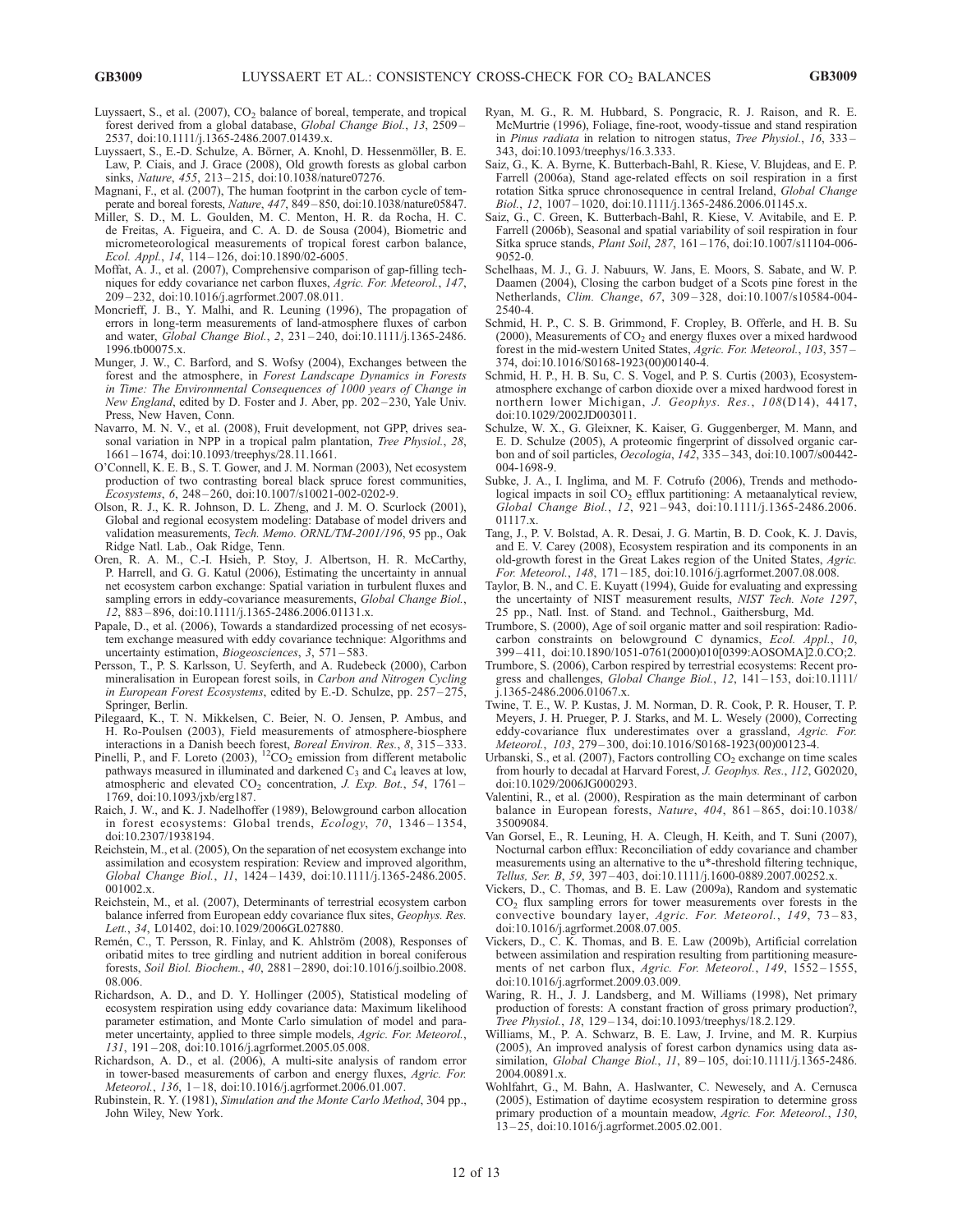Luyssaert, S., et al. (2007), $CO_2$ balance of boreal, temperate, and tropical forest derived from a global database, *Global Change Biol.*, *13*, 2509–2537, doi:10.1111/j.1365-2486.2007.01439.x.

Luyssaert, S., E.-D. Schulze, A. Börner, A. Knohl, D. Hessenmöller, B. E. Law, P. Ciais, and J. Grace (2008), Old growth forests as global carbon sinks, *Nature*, *455*, 213–215, doi:10.1038/nature07276.

Magnani, F., et al. (2007), The human footprint in the carbon cycle of temperate and boreal forests, *Nature*, *447*, 849–850, doi:10.1038/nature05847.

Miller, S. D., M. L. Goulden, M. C. Menton, H. R. da Rocha, H. C. de Freitas, A. Figueira, and C. A. D. de Sousa (2004), Biometric and micrometeorological measurements of tropical forest carbon balance, *Ecol. Appl.*, *14*, 114–126, doi:10.1890/02-6005.

Moffat, A. J., et al. (2007), Comprehensive comparison of gap-filling techniques for eddy covariance net carbon fluxes, *Agric. For. Meteorol.*, *147*, 209–232, doi:10.1016/j.agrformet.2007.08.011.

Moncrieff, J. B., Y. Malhi, and R. Leuning (1996), The propagation of errors in long-term measurements of land-atmosphere fluxes of carbon and water, *Global Change Biol.*, *2*, 231–240, doi:10.1111/j.1365-2486.1996.tb00075.x.

Munger, J. W., C. Barford, and S. Wofsy (2004), Exchanges between the forest and the atmosphere, in *Forest Landscape Dynamics in Forests in Time: The Environmental Consequences of 1000 years of Change in New England*, edited by D. Foster and J. Aber, pp. 202–230, Yale Univ. Press, New Haven, Conn.

Navarro, M. N. V., et al. (2008), Fruit development, not GPP, drives seasonal variation in NPP in a tropical palm plantation, *Tree Physiol.*, *28*, 1661–1674, doi:10.1093/treephys/28.11.1661.

O'Connell, K. E. B., S. T. Gower, and J. M. Norman (2003), Net ecosystem production of two contrasting boreal black spruce forest communities, *Ecosystems*, *6*, 248–260, doi:10.1007/s10021-002-0202-9.

Olson, R. J., K. R. Johnson, D. L. Zheng, and J. M. O. Scurlock (2001), Global and regional ecosystem modeling: Database of model drivers and validation measurements, *Tech. Memo. ORNL/TM-2001/196*, 95 pp., Oak Ridge Natl. Lab., Oak Ridge, Tenn.

Oren, R. A. M., C.-I. Hsieh, P. Stoy, J. Albertson, H. R. McCarthy, P. Harrell, and G. G. Katul (2006), Estimating the uncertainty in annual net ecosystem carbon exchange: Spatial variation in turbulent fluxes and sampling errors in eddy-covariance measurements, *Global Change Biol.*, *12*, 883–896, doi:10.1111/j.1365-2486.2006.01131.x.

Papale, D., et al. (2006), Towards a standardized processing of net ecosystem exchange measured with eddy covariance technique: Algorithms and uncertainty estimation, *Biogeosciences*, *3*, 571–583.

Persson, T., P. S. Karlsson, U. Seyferth, and A. Rudebeck (2000), Carbon mineralisation in European forest soils, in *Carbon and Nitrogen Cycling in European Forest Ecosystems*, edited by E.-D. Schulze, pp. 257–275, Springer, Berlin.

Pilegaard, K., T. N. Mikkelsen, C. Beier, N. O. Jensen, P. Ambus, and H. Ro-Poulsen (2003), Field measurements of atmosphere-biosphere interactions in a Danish beech forest, *Boreal Environ. Res.*, *8*, 315–333.

Pinelli, P., and F. Loreto (2003), $^{12}CO_2$ emission from different metabolic pathways measured in illuminated and darkened $C_3$ and $C_4$ leaves at low, atmospheric and elevated $CO_2$ concentration, *J. Exp. Bot.*, *54*, 1761–1769, doi:10.1093/jxb/erg187.

Raich, J. W., and K. J. Nadelhoffer (1989), Belowground carbon allocation in forest ecosystems: Global trends, *Ecology*, *70*, 1346–1354, doi:10.2307/1938194.

Reichstein, M., et al. (2005), On the separation of net ecosystem exchange into assimilation and ecosystem respiration: Review and improved algorithm, *Global Change Biol.*, *11*, 1424–1439, doi:10.1111/j.1365-2486.2005.001002.x.

Reichstein, M., et al. (2007), Determinants of terrestrial ecosystem carbon balance inferred from European eddy covariance flux sites, *Geophys. Res. Lett.*, *34*, L01402, doi:10.1029/2006GL027880.

Remén, C., T. Persson, R. Finlay, and K. Ahlström (2008), Responses of oribatid mites to tree girdling and nutrient addition in boreal coniferous forests, *Soil Biol. Biochem.*, *40*, 2881–2890, doi:10.1016/j.soilbio.2008.08.006.

Richardson, A. D., and D. Y. Hollinger (2005), Statistical modeling of ecosystem respiration using eddy covariance data: Maximum likelihood parameter estimation, and Monte Carlo simulation of model and parameter uncertainty, applied to three simple models, *Agric. For. Meteorol.*, *131*, 191–208, doi:10.1016/j.agrformet.2005.05.008.

Richardson, A. D., et al. (2006), A multi-site analysis of random error in tower-based measurements of carbon and energy fluxes, *Agric. For. Meteorol.*, *136*, 1–18, doi:10.1016/j.agrformet.2006.01.007.

Rubinstein, R. Y. (1981), *Simulation and the Monte Carlo Method*, 304 pp., John Wiley, New York.

Ryan, M. G., R. M. Hubbard, S. Pongracic, R. J. Raison, and R. E. McMurtrie (1996), Foliage, fine-root, woody-tissue and stand respiration in *Pinus radiata* in relation to nitrogen status, *Tree Physiol.*, *16*, 333–343, doi:10.1093/treephys/16.3.333.

Saiz, G., K. A. Byrne, K. Butterbach-Bahl, R. Kiese, V. Blujdeas, and E. P. Farrell (2006a), Stand age-related effects on soil respiration in a first rotation Sitka spruce chronosequence in central Ireland, *Global Change Biol.*, *12*, 1007–1020, doi:10.1111/j.1365-2486.2006.01145.x.

Saiz, G., C. Green, K. Butterbach-Bahl, R. Kiese, V. Avitabile, and E. P. Farrell (2006b), Seasonal and spatial variability of soil respiration in four Sitka spruce stands, *Plant Soil*, *287*, 161–176, doi:10.1007/s11104-006-9052-0.

Schelhaas, M. J., G. J. Nabuurs, W. Jans, E. Moors, S. Sabate, and W. P. Daamen (2004), Closing the carbon budget of a Scots pine forest in the Netherlands, *Clim. Change*, *67*, 309–328, doi:10.1007/s10584-004-2540-4.

Schmid, H. P., C. S. B. Grimmond, F. Cropley, B. Offerle, and H. B. Su (2000), Measurements of $CO_2$ and energy fluxes over a mixed hardwood forest in the mid-western United States, *Agric. For. Meteorol.*, *103*, 357–374, doi:10.1016/S0168-1923(00)00140-4.

Schmid, H. P., H. B. Su, C. S. Vogel, and P. S. Curtis (2003), Ecosystem-atmosphere exchange of carbon dioxide over a mixed hardwood forest in northern lower Michigan, *J. Geophys. Res.*, *108*(D14), 4417, doi:10.1029/2002JD003011.

Schulze, W. X., G. Gleixner, K. Kaiser, G. Guggenberger, M. Mann, and E. D. Schulze (2005), A proteomic fingerprint of dissolved organic carbon and of soil particles, *Oecologia*, *142*, 335–343, doi:10.1007/s00442-004-1698-9.

Subke, J. A., I. Inglima, and M. F. Cotrufo (2006), Trends and methodological impacts in soil $CO_2$ efflux partitioning: A metaanalytical review, *Global Change Biol.*, *12*, 921–943, doi:10.1111/j.1365-2486.2006.01117.x.

Tang, J., P. V. Bolstad, A. R. Desai, J. G. Martin, B. D. Cook, K. J. Davis, and E. V. Carey (2008), Ecosystem respiration and its components in an old-growth forest in the Great Lakes region of the United States, *Agric. For. Meteorol.*, *148*, 171–185, doi:10.1016/j.agrformet.2007.08.008.

Taylor, B. N., and C. E. Kuyatt (1994), Guide for evaluating and expressing the uncertainty of NIST measurement results, *NIST Tech. Note 1297*, 25 pp., Natl. Inst. of Stand. and Technol., Gaithersburg, Md.

Trumbore, S. (2000), Age of soil organic matter and soil respiration: Radiocarbon constraints on belowground C dynamics, *Ecol. Appl.*, *10*, 399–411, doi:10.1890/1051-0761(2000)010[0399:AOSOMA]2.0.CO;2.

Trumbore, S. (2006), Carbon respired by terrestrial ecosystems: Recent progress and challenges, *Global Change Biol.*, *12*, 141–153, doi:10.1111/j.1365-2486.2006.01067.x.

Twine, T. E., W. P. Kustas, J. M. Norman, D. R. Cook, P. R. Houser, T. P. Meyers, J. H. Prueger, P. J. Starks, and M. L. Wesely (2000), Correcting eddy-covariance flux underestimates over a grassland, *Agric. For. Meteorol.*, *103*, 279–300, doi:10.1016/S0168-1923(00)00123-4.

Urbanski, S., et al. (2007), Factors controlling $CO_2$ exchange on time scales from hourly to decadal at Harvard Forest, *J. Geophys. Res.*, *112*, G02020, doi:10.1029/2006JG000293.

Valentini, R., et al. (2000), Respiration as the main determinant of carbon balance in European forests, *Nature*, *404*, 861–865, doi:10.1038/35009084.

Van Gorsel, E., R. Leuning, H. A. Cleugh, H. Keith, and T. Suni (2007), Nocturnal carbon efflux: Reconciliation of eddy covariance and chamber measurements using an alternative to the u*-threshold filtering technique, *Tellus, Ser. B*, *59*, 397–403, doi:10.1111/j.1600-0889.2007.00252.x.

Vickers, D., C. Thomas, and B. E. Law (2009a), Random and systematic $CO_2$ flux sampling errors for tower measurements over forests in the convective boundary layer, *Agric. For. Meteorol.*, *149*, 73–83, doi:10.1016/j.agrformet.2008.07.005.

Vickers, D., C. K. Thomas, and B. E. Law (2009b), Artificial correlation between assimilation and respiration resulting from partitioning measurements of net carbon flux, *Agric. For. Meteorol.*, *149*, 1552–1555, doi:10.1016/j.agrformet.2009.03.009.

Waring, R. H., J. J. Landsberg, and M. Williams (1998), Net primary production of forests: A constant fraction of gross primary production?, *Tree Physiol.*, *18*, 129–134, doi:10.1093/treephys/18.2.129.

Williams, M., P. A. Schwarz, B. E. Law, J. Irvine, and M. R. Kurpius (2005), An improved analysis of forest carbon dynamics using data assimilation, *Global Change Biol.*, *11*, 89–105, doi:10.1111/j.1365-2486.2004.00891.x.

Wohlfahrt, G., M. Bahn, A. Haslwanter, C. Newesely, and A. Cernusca (2005), Estimation of daytime ecosystem respiration to determine gross primary production of a mountain meadow, *Agric. For. Meteorol.*, *130*, 13–25, doi:10.1016/j.agrformet.2005.02.001.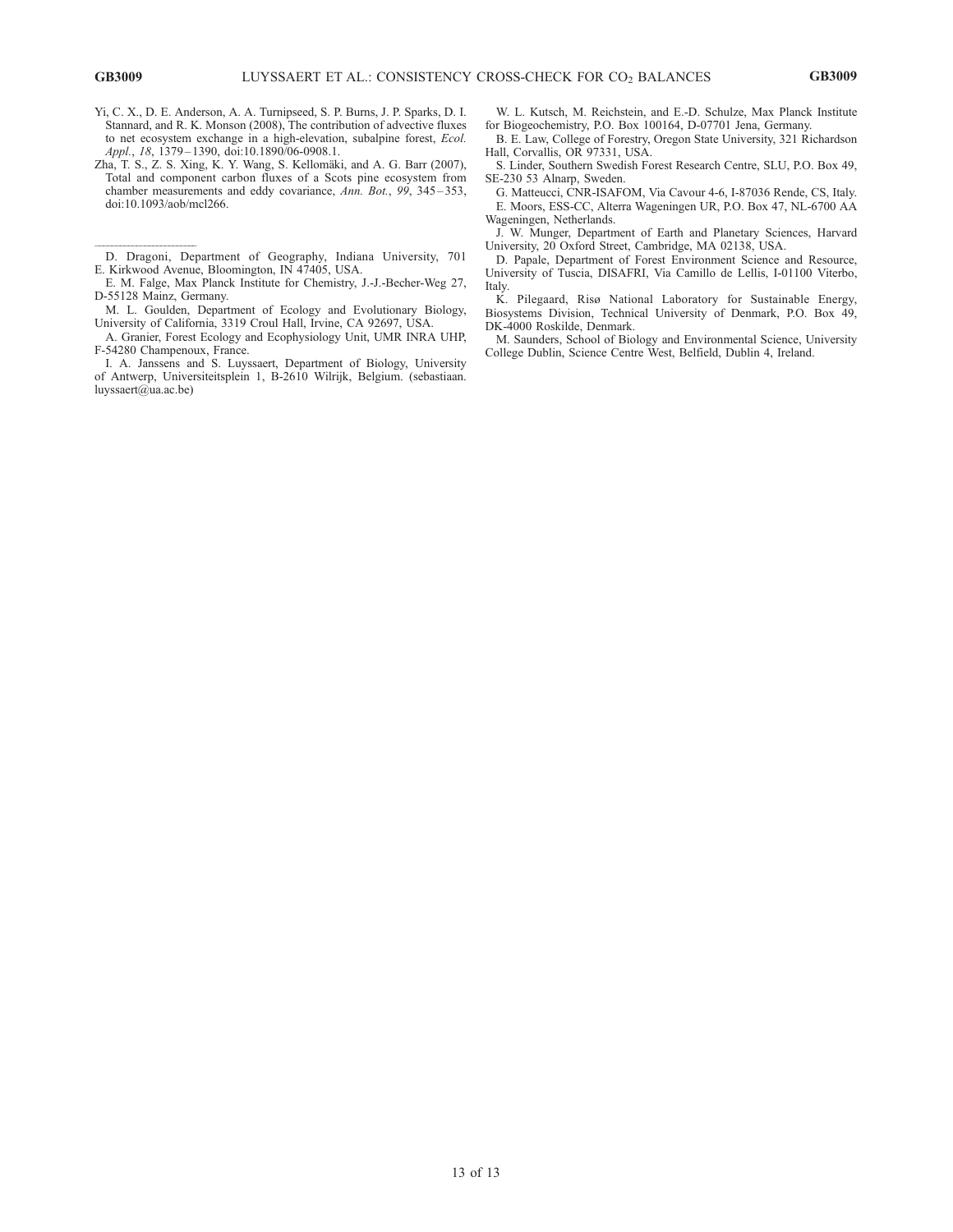Yi, C. X., D. E. Anderson, A. A. Turnipseed, S. P. Burns, J. P. Sparks, D. I. Stannard, and R. K. Monson (2008), The contribution of advective fluxes to net ecosystem exchange in a high-elevation, subalpine forest, *Ecol. Appl.*, *18*, 1379–1390, doi:10.1890/06-0908.1.

Zha, T. S., Z. S. Xing, K. Y. Wang, S. Kellomäki, and A. G. Barr (2007), Total and component carbon fluxes of a Scots pine ecosystem from chamber measurements and eddy covariance, *Ann. Bot.*, *99*, 345–353, doi:10.1093/aob/mcl266.

---

D. Dragoni, Department of Geography, Indiana University, 701 E. Kirkwood Avenue, Bloomington, IN 47405, USA.

E. M. Falge, Max Planck Institute for Chemistry, J.-J.-Becher-Weg 27, D-55128 Mainz, Germany.

M. L. Goulden, Department of Ecology and Evolutionary Biology, University of California, 3319 Croul Hall, Irvine, CA 92697, USA.

A. Granier, Forest Ecology and Ecophysiology Unit, UMR INRA UHP, F-54280 Champenoux, France.

I. A. Janssens and S. Luyssaert, Department of Biology, University of Antwerp, Universiteitsplein 1, B-2610 Wilrijk, Belgium. (sebastiaan.luyssaert@ua.ac.be)

W. L. Kutsch, M. Reichstein, and E.-D. Schulze, Max Planck Institute for Biogeochemistry, P.O. Box 100164, D-07701 Jena, Germany.

B. E. Law, College of Forestry, Oregon State University, 321 Richardson Hall, Corvallis, OR 97331, USA.

S. Linder, Southern Swedish Forest Research Centre, SLU, P.O. Box 49, SE-230 53 Alnarp, Sweden.

G. Matteucci, CNR-ISAFOM, Via Cavour 4-6, I-87036 Rende, CS, Italy.

E. Moors, ESS-CC, Alterra Wageningen UR, P.O. Box 47, NL-6700 AA Wageningen, Netherlands.

J. W. Munger, Department of Earth and Planetary Sciences, Harvard University, 20 Oxford Street, Cambridge, MA 02138, USA.

D. Papale, Department of Forest Environment Science and Resource, University of Tuscia, DISAFRI, Via Camillo de Lellis, I-01100 Viterbo, Italy.

K. Pilegaard, Risø National Laboratory for Sustainable Energy, Biosystems Division, Technical University of Denmark, P.O. Box 49, DK-4000 Roskilde, Denmark.

M. Saunders, School of Biology and Environmental Science, University College Dublin, Science Centre West, Belfield, Dublin 4, Ireland.